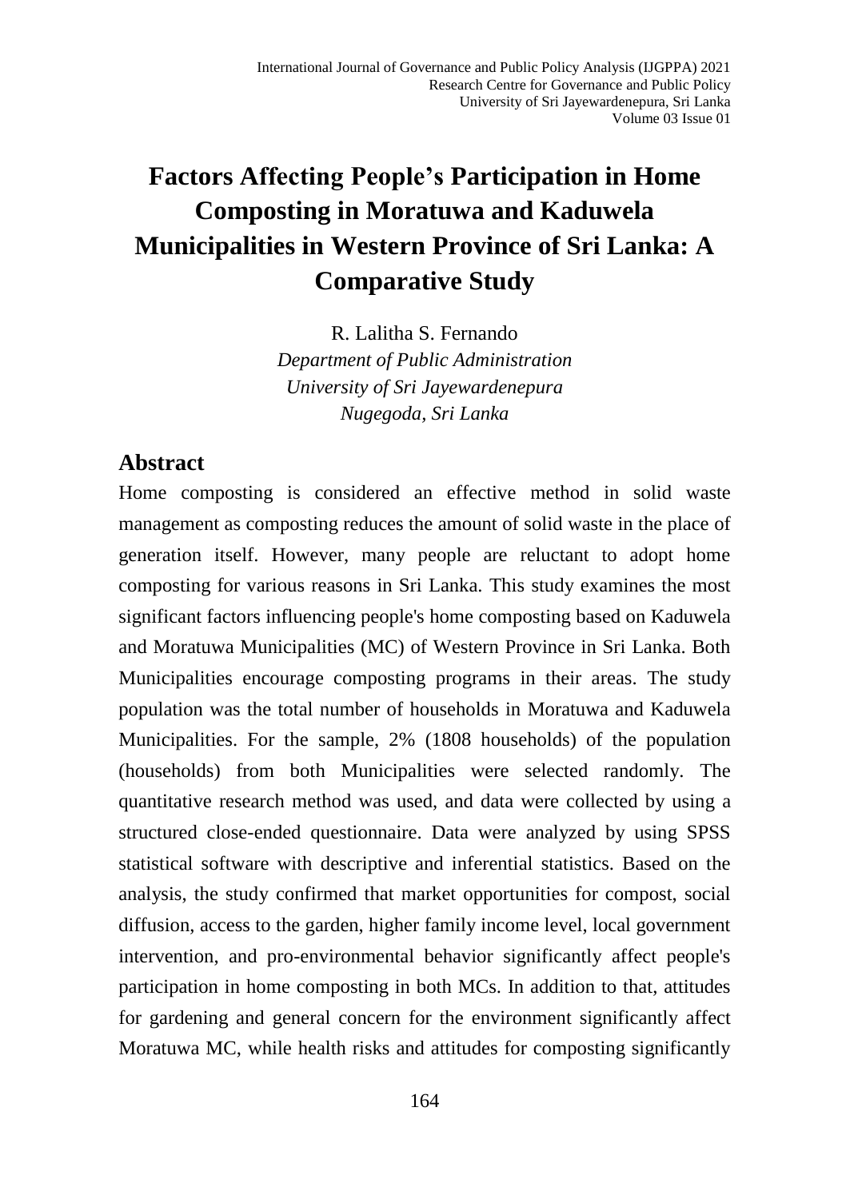# Factors Affecting People's Participation in Home Composting in Moratuwa and Kaduwela Municipalities in Western Province of Sri Lanka: A Comparative Study

R. Lalitha S. Fernando

*Department of Public Administration*

*University of Sri Jayewardenepura*

*Nugegoda, Sri Lanka*

## Abstract

Home composting is considered an effective method in solid waste management as composting reduces the amount of solid waste in the place of generation itself. However, many people are reluctant to adopt home composting for various reasons in Sri Lanka. This study examines the most significant factors influencing people's home composting based on Kaduwela and Moratuwa Municipalities (MC) of Western Province in Sri Lanka. Both Municipalities encourage composting programs in their areas. The study population was the total number of households in Moratuwa and Kaduwela Municipalities. For the sample, 2% (1808 households) of the population (households) from both Municipalities were selected randomly. The quantitative research method was used, and data were collected by using a structured close-ended questionnaire. Data were analyzed by using SPSS statistical software with descriptive and inferential statistics. Based on the analysis, the study confirmed that market opportunities for compost, social diffusion, access to the garden, higher family income level, local government intervention, and pro-environmental behavior significantly affect people's participation in home composting in both MCs. In addition to that, attitudes for gardening and general concern for the environment significantly affect Moratuwa MC, while health risks and attitudes for composting significantly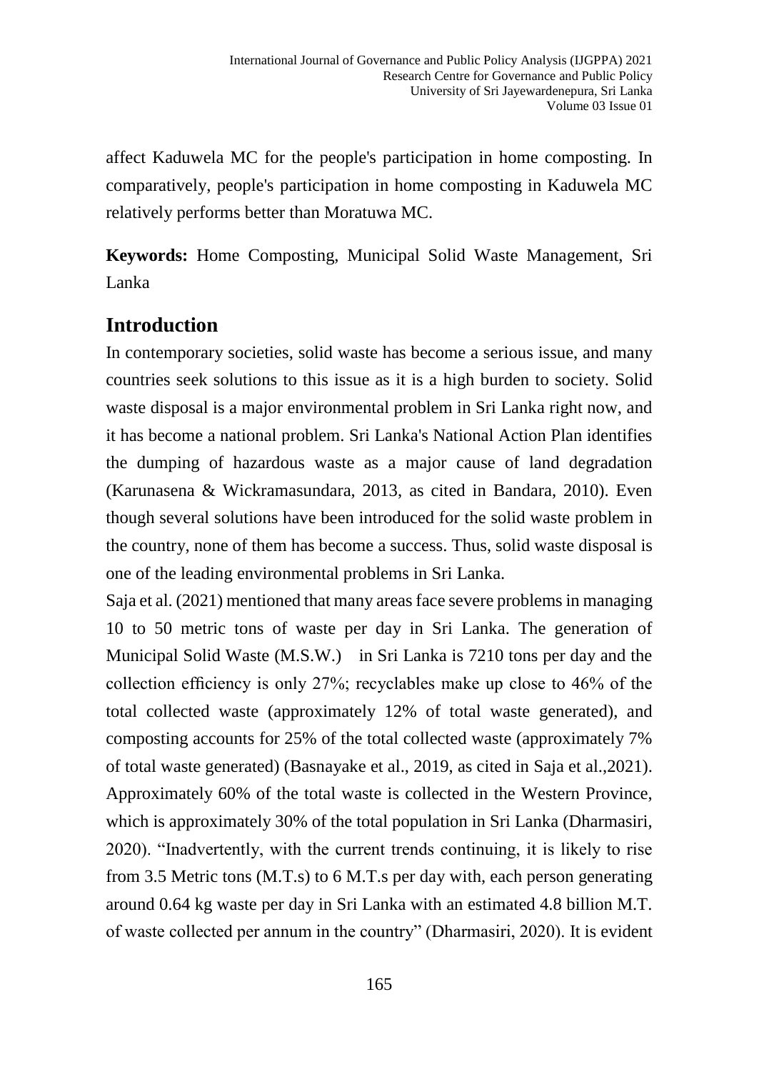affect Kaduwela MC for the people's participation in home composting. In comparatively, people's participation in home composting in Kaduwela MC relatively performs better than Moratuwa MC.

**Keywords:** Home Composting, Municipal Solid Waste Management, Sri Lanka

## Introduction

In contemporary societies, solid waste has become a serious issue, and many countries seek solutions to this issue as it is a high burden to society. Solid waste disposal is a major environmental problem in Sri Lanka right now, and it has become a national problem. Sri Lanka's National Action Plan identifies the dumping of hazardous waste as a major cause of land degradation (Karunasena & Wickramasundara, 2013, as cited in Bandara, 2010). Even though several solutions have been introduced for the solid waste problem in the country, none of them has become a success. Thus, solid waste disposal is one of the leading environmental problems in Sri Lanka.

Saja et al. (2021) mentioned that many areas face severe problems in managing 10 to 50 metric tons of waste per day in Sri Lanka. The generation of Municipal Solid Waste (M.S.W.) in Sri Lanka is 7210 tons per day and the collection efficiency is only 27%; recyclables make up close to 46% of the total collected waste (approximately 12% of total waste generated), and composting accounts for 25% of the total collected waste (approximately 7% of total waste generated) (Basnayake et al., 2019, as cited in Saja et al.,2021). Approximately 60% of the total waste is collected in the Western Province, which is approximately 30% of the total population in Sri Lanka (Dharmasiri, 2020). "Inadvertently, with the current trends continuing, it is likely to rise from 3.5 Metric tons (M.T.s) to 6 M.T.s per day with, each person generating around 0.64 kg waste per day in Sri Lanka with an estimated 4.8 billion M.T. of waste collected per annum in the country" (Dharmasiri, 2020). It is evident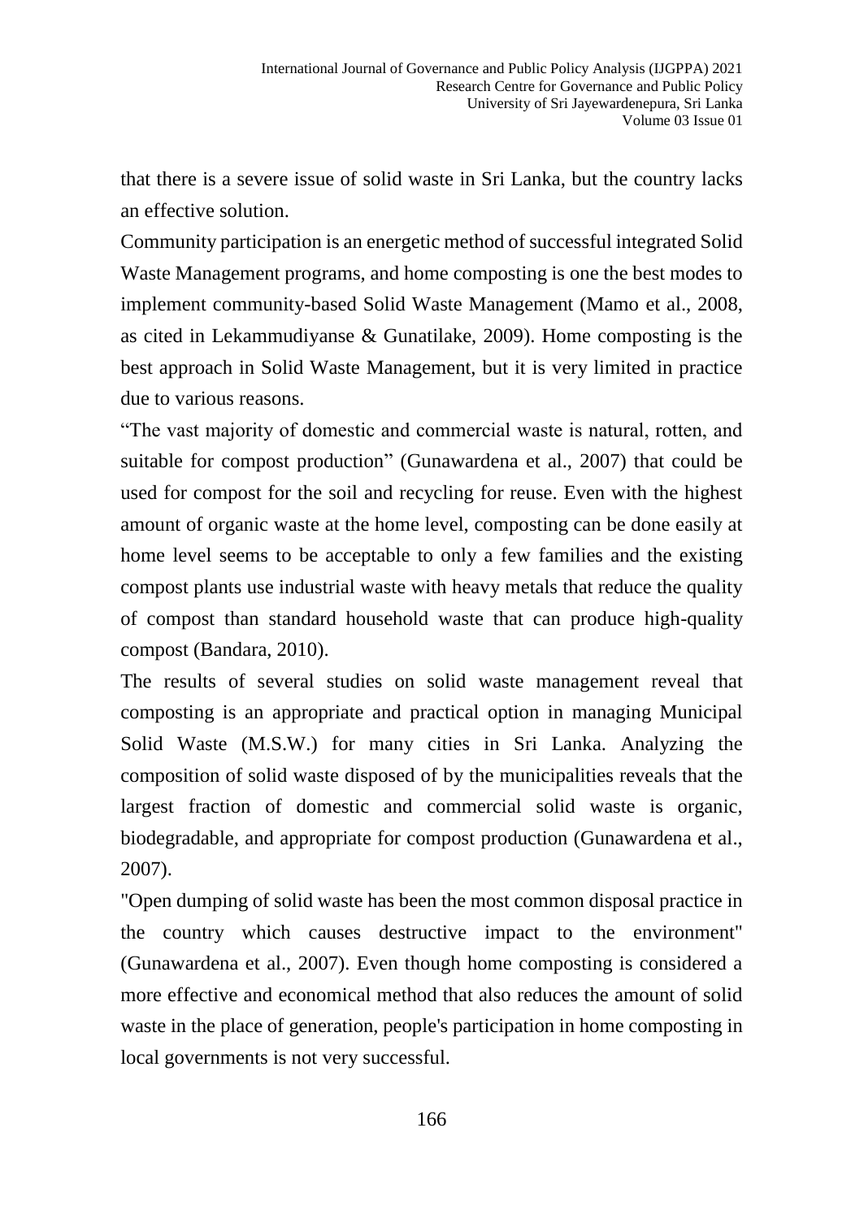that there is a severe issue of solid waste in Sri Lanka, but the country lacks an effective solution.

Community participation is an energetic method of successful integrated Solid Waste Management programs, and home composting is one the best modes to implement community-based Solid Waste Management (Mamo et al., 2008, as cited in Lekammudiyanse & Gunatilake, 2009). Home composting is the best approach in Solid Waste Management, but it is very limited in practice due to various reasons.

"The vast majority of domestic and commercial waste is natural, rotten, and suitable for compost production" (Gunawardena et al., 2007) that could be used for compost for the soil and recycling for reuse. Even with the highest amount of organic waste at the home level, composting can be done easily at home level seems to be acceptable to only a few families and the existing compost plants use industrial waste with heavy metals that reduce the quality of compost than standard household waste that can produce high-quality compost (Bandara, 2010).

The results of several studies on solid waste management reveal that composting is an appropriate and practical option in managing Municipal Solid Waste (M.S.W.) for many cities in Sri Lanka. Analyzing the composition of solid waste disposed of by the municipalities reveals that the largest fraction of domestic and commercial solid waste is organic, biodegradable, and appropriate for compost production (Gunawardena et al., 2007).

"Open dumping of solid waste has been the most common disposal practice in the country which causes destructive impact to the environment" (Gunawardena et al., 2007). Even though home composting is considered a more effective and economical method that also reduces the amount of solid waste in the place of generation, people's participation in home composting in local governments is not very successful.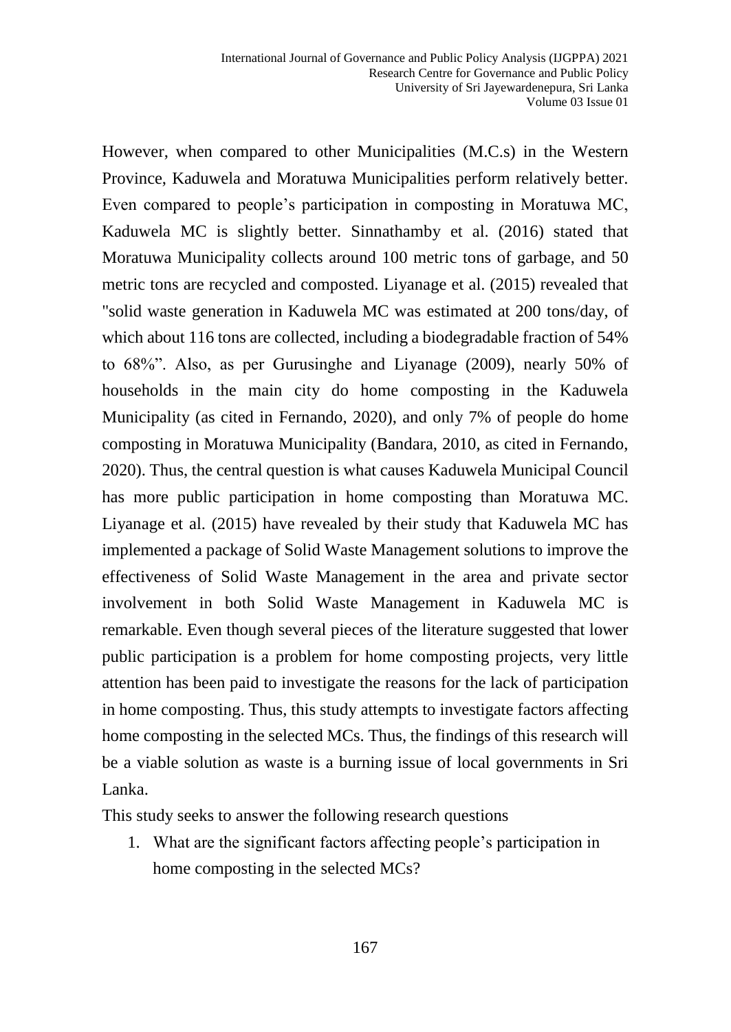However, when compared to other Municipalities (M.C.s) in the Western Province, Kaduwela and Moratuwa Municipalities perform relatively better. Even compared to people's participation in composting in Moratuwa MC, Kaduwela MC is slightly better. Sinnathamby et al. (2016) stated that Moratuwa Municipality collects around 100 metric tons of garbage, and 50 metric tons are recycled and composted. Liyanage et al. (2015) revealed that "solid waste generation in Kaduwela MC was estimated at 200 tons/day, of which about 116 tons are collected, including a biodegradable fraction of 54% to 68%". Also, as per Gurusinghe and Liyanage (2009), nearly 50% of households in the main city do home composting in the Kaduwela Municipality (as cited in Fernando, 2020), and only 7% of people do home composting in Moratuwa Municipality (Bandara, 2010, as cited in Fernando, 2020). Thus, the central question is what causes Kaduwela Municipal Council has more public participation in home composting than Moratuwa MC. Liyanage et al. (2015) have revealed by their study that Kaduwela MC has implemented a package of Solid Waste Management solutions to improve the effectiveness of Solid Waste Management in the area and private sector involvement in both Solid Waste Management in Kaduwela MC is remarkable. Even though several pieces of the literature suggested that lower public participation is a problem for home composting projects, very little attention has been paid to investigate the reasons for the lack of participation in home composting. Thus, this study attempts to investigate factors affecting home composting in the selected MCs. Thus, the findings of this research will be a viable solution as waste is a burning issue of local governments in Sri Lanka.

This study seeks to answer the following research questions

1. What are the significant factors affecting people's participation in home composting in the selected MCs?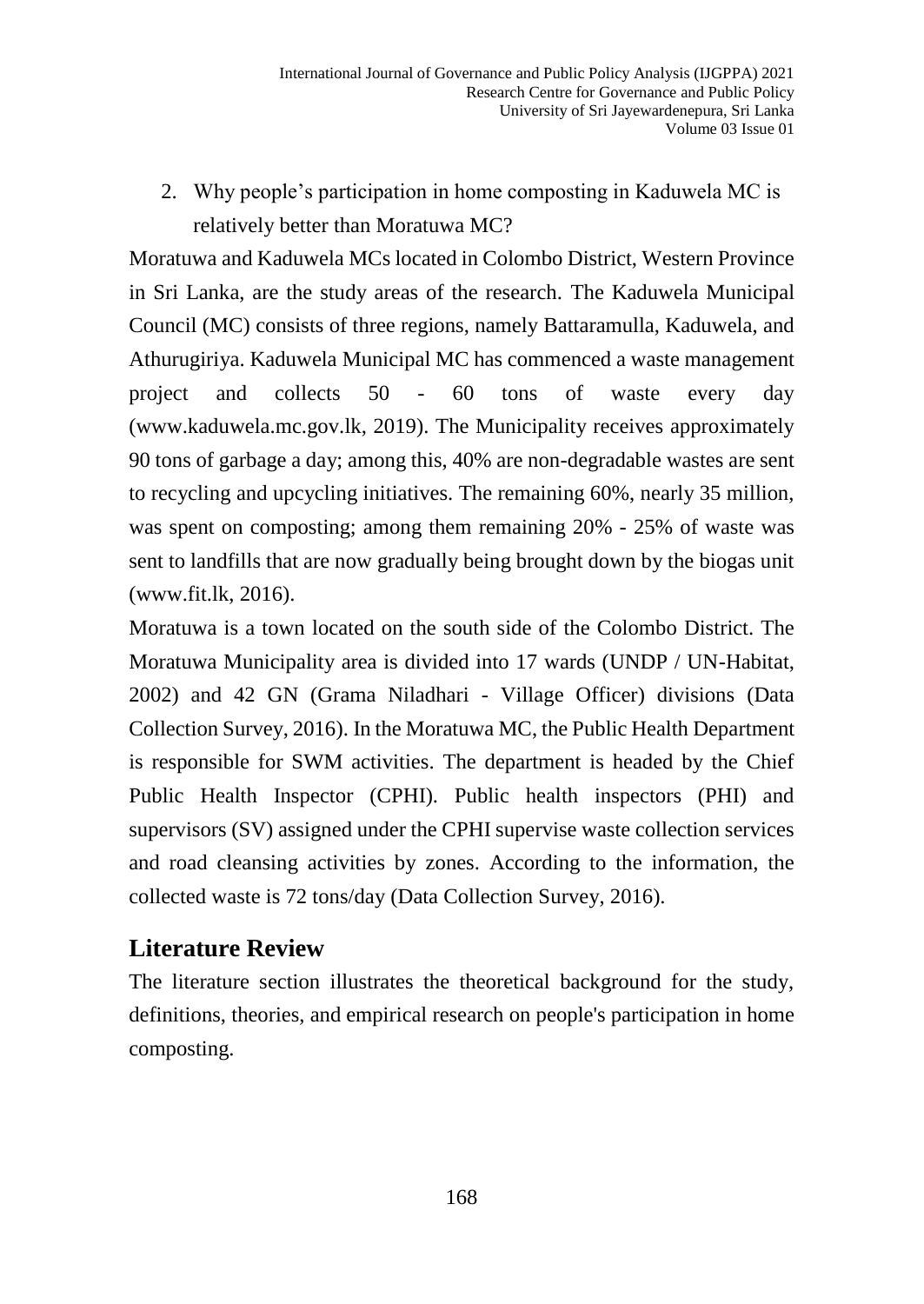2. Why people's participation in home composting in Kaduwela MC is relatively better than Moratuwa MC?

Moratuwa and Kaduwela MCs located in Colombo District, Western Province in Sri Lanka, are the study areas of the research. The Kaduwela Municipal Council (MC) consists of three regions, namely Battaramulla, Kaduwela, and Athurugiriya. Kaduwela Municipal MC has commenced a waste management project and collects 50 - 60 tons of waste every day (www.kaduwela.mc.gov.lk, 2019). The Municipality receives approximately 90 tons of garbage a day; among this, 40% are non-degradable wastes are sent to recycling and upcycling initiatives. The remaining 60%, nearly 35 million, was spent on composting; among them remaining 20% - 25% of waste was sent to landfills that are now gradually being brought down by the biogas unit (www.fit.lk, 2016).

Moratuwa is a town located on the south side of the Colombo District. The Moratuwa Municipality area is divided into 17 wards (UNDP / UN-Habitat, 2002) and 42 GN (Grama Niladhari - Village Officer) divisions (Data Collection Survey, 2016). In the Moratuwa MC, the Public Health Department is responsible for SWM activities. The department is headed by the Chief Public Health Inspector (CPHI). Public health inspectors (PHI) and supervisors (SV) assigned under the CPHI supervise waste collection services and road cleansing activities by zones. According to the information, the collected waste is 72 tons/day (Data Collection Survey, 2016).

## Literature Review

The literature section illustrates the theoretical background for the study, definitions, theories, and empirical research on people's participation in home composting.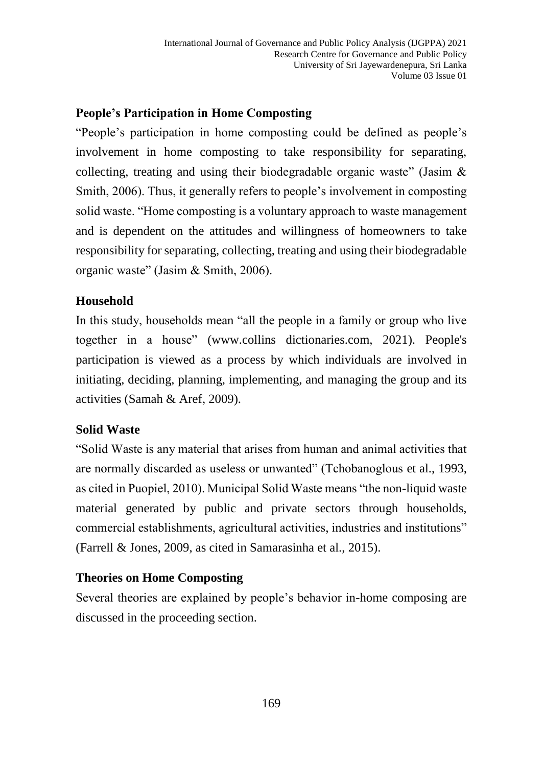## People's Participation in Home Composting

"People's participation in home composting could be defined as people's involvement in home composting to take responsibility for separating, collecting, treating and using their biodegradable organic waste" (Jasim & Smith, 2006). Thus, it generally refers to people's involvement in composting solid waste. "Home composting is a voluntary approach to waste management and is dependent on the attitudes and willingness of homeowners to take responsibility for separating, collecting, treating and using their biodegradable organic waste" (Jasim & Smith, 2006).

## Household

In this study, households mean "all the people in a family or group who live together in a house" (www.collins dictionaries.com, 2021). People's participation is viewed as a process by which individuals are involved in initiating, deciding, planning, implementing, and managing the group and its activities (Samah & Aref, 2009).

## Solid Waste

"Solid Waste is any material that arises from human and animal activities that are normally discarded as useless or unwanted" (Tchobanoglous et al., 1993, as cited in Puopiel, 2010). Municipal Solid Waste means "the non-liquid waste material generated by public and private sectors through households, commercial establishments, agricultural activities, industries and institutions" (Farrell & Jones, 2009, as cited in Samarasinha et al., 2015).

## Theories on Home Composting

Several theories are explained by people's behavior in-home composing are discussed in the proceeding section.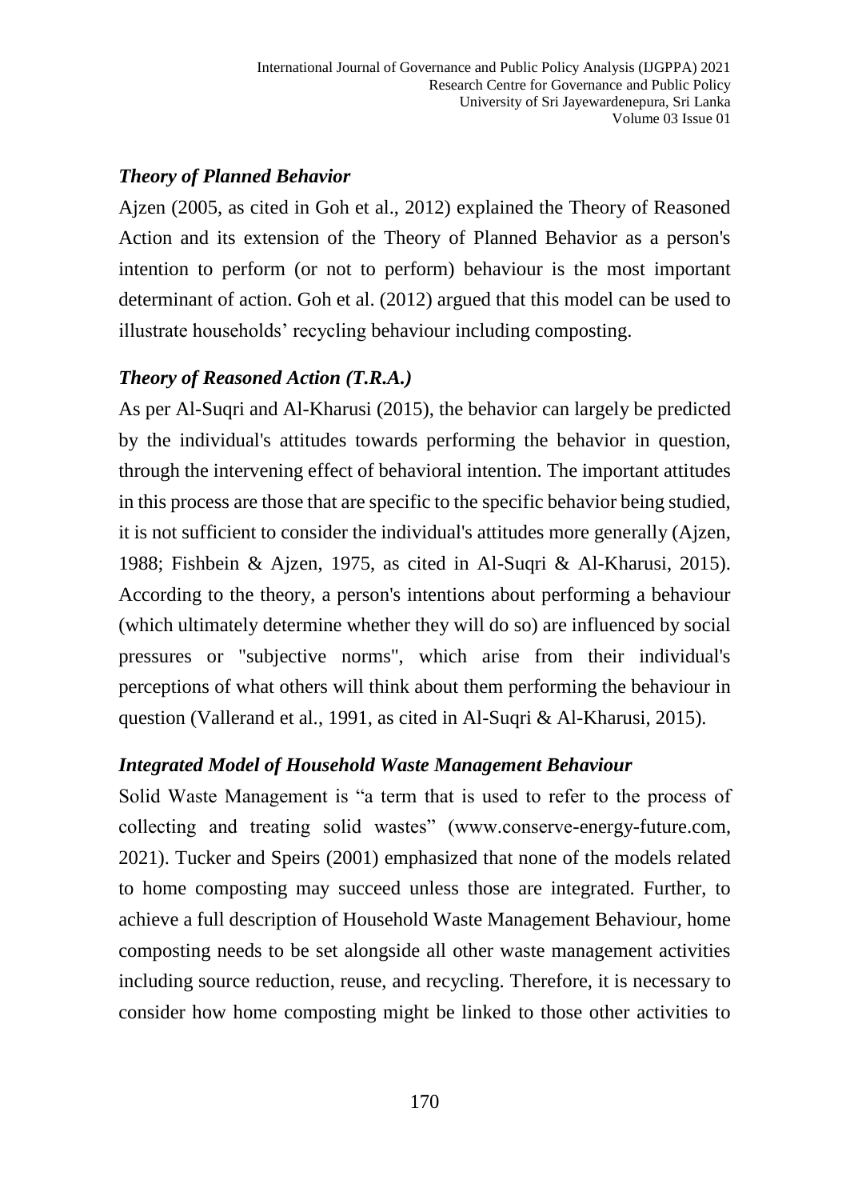### *Theory of Planned Behavior*

Ajzen (2005, as cited in Goh et al., 2012) explained the Theory of Reasoned Action and its extension of the Theory of Planned Behavior as a person's intention to perform (or not to perform) behaviour is the most important determinant of action. Goh et al. (2012) argued that this model can be used to illustrate households' recycling behaviour including composting.

### *Theory of Reasoned Action (T.R.A.)*

As per Al-Suqri and Al-Kharusi (2015), the behavior can largely be predicted by the individual's attitudes towards performing the behavior in question, through the intervening effect of behavioral intention. The important attitudes in this process are those that are specific to the specific behavior being studied, it is not sufficient to consider the individual's attitudes more generally (Ajzen, 1988; Fishbein & Ajzen, 1975, as cited in Al-Suqri & Al-Kharusi, 2015). According to the theory, a person's intentions about performing a behaviour (which ultimately determine whether they will do so) are influenced by social pressures or "subjective norms", which arise from their individual's perceptions of what others will think about them performing the behaviour in question (Vallerand et al., 1991, as cited in Al-Suqri & Al-Kharusi, 2015).

### *Integrated Model of Household Waste Management Behaviour*

Solid Waste Management is "a term that is used to refer to the process of collecting and treating solid wastes" (www.conserve-energy-future.com, 2021). Tucker and Speirs (2001) emphasized that none of the models related to home composting may succeed unless those are integrated. Further, to achieve a full description of Household Waste Management Behaviour, home composting needs to be set alongside all other waste management activities including source reduction, reuse, and recycling. Therefore, it is necessary to consider how home composting might be linked to those other activities to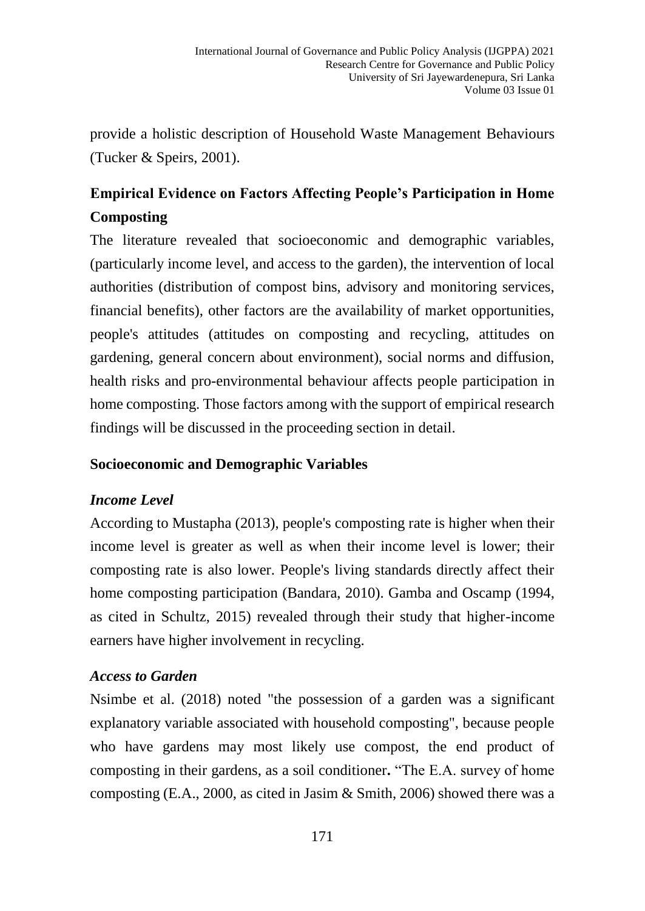provide a holistic description of Household Waste Management Behaviours (Tucker & Speirs, 2001).

## Empirical Evidence on Factors Affecting People's Participation in Home Composting

The literature revealed that socioeconomic and demographic variables, (particularly income level, and access to the garden), the intervention of local authorities (distribution of compost bins, advisory and monitoring services, financial benefits), other factors are the availability of market opportunities, people's attitudes (attitudes on composting and recycling, attitudes on gardening, general concern about environment), social norms and diffusion, health risks and pro-environmental behaviour affects people participation in home composting. Those factors among with the support of empirical research findings will be discussed in the proceeding section in detail.

### Socioeconomic and Demographic Variables

#### *Income Level*

According to Mustapha (2013), people's composting rate is higher when their income level is greater as well as when their income level is lower; their composting rate is also lower. People's living standards directly affect their home composting participation (Bandara, 2010). Gamba and Oscamp (1994, as cited in Schultz, 2015) revealed through their study that higher-income earners have higher involvement in recycling.

#### *Access to Garden*

Nsimbe et al. (2018) noted "the possession of a garden was a significant explanatory variable associated with household composting", because people who have gardens may most likely use compost, the end product of composting in their gardens, as a soil conditioner**.** "The E.A. survey of home composting (E.A., 2000, as cited in Jasim & Smith, 2006) showed there was a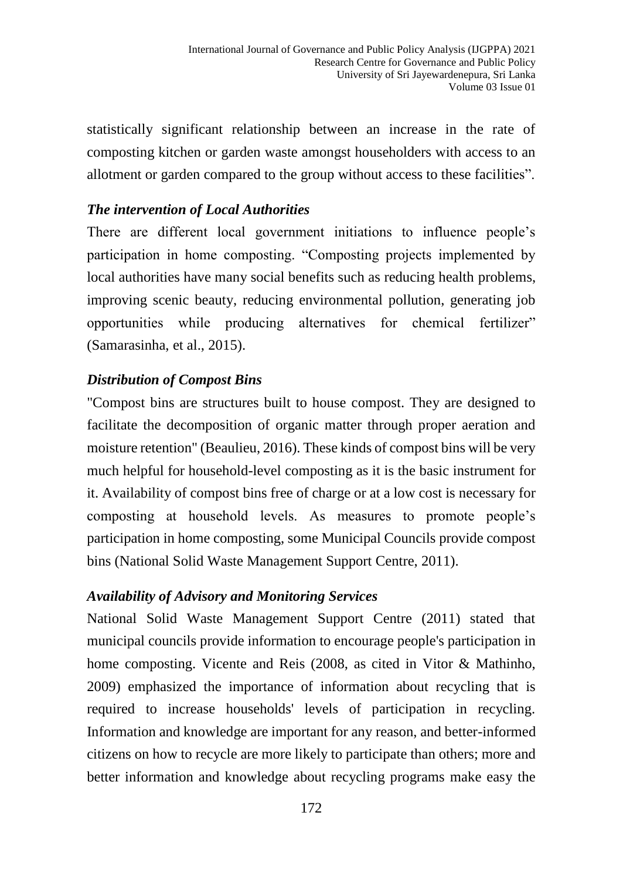statistically significant relationship between an increase in the rate of composting kitchen or garden waste amongst householders with access to an allotment or garden compared to the group without access to these facilities".

### *The intervention of Local Authorities*

There are different local government initiations to influence people's participation in home composting. "Composting projects implemented by local authorities have many social benefits such as reducing health problems, improving scenic beauty, reducing environmental pollution, generating job opportunities while producing alternatives for chemical fertilizer" (Samarasinha, et al., 2015).

### *Distribution of Compost Bins*

"Compost bins are structures built to house compost. They are designed to facilitate the decomposition of organic matter through proper aeration and moisture retention" (Beaulieu, 2016). These kinds of compost bins will be very much helpful for household-level composting as it is the basic instrument for it. Availability of compost bins free of charge or at a low cost is necessary for composting at household levels. As measures to promote people's participation in home composting, some Municipal Councils provide compost bins (National Solid Waste Management Support Centre, 2011).

### *Availability of Advisory and Monitoring Services*

National Solid Waste Management Support Centre (2011) stated that municipal councils provide information to encourage people's participation in home composting. Vicente and Reis (2008, as cited in Vitor & Mathinho, 2009) emphasized the importance of information about recycling that is required to increase households' levels of participation in recycling. Information and knowledge are important for any reason, and better-informed citizens on how to recycle are more likely to participate than others; more and better information and knowledge about recycling programs make easy the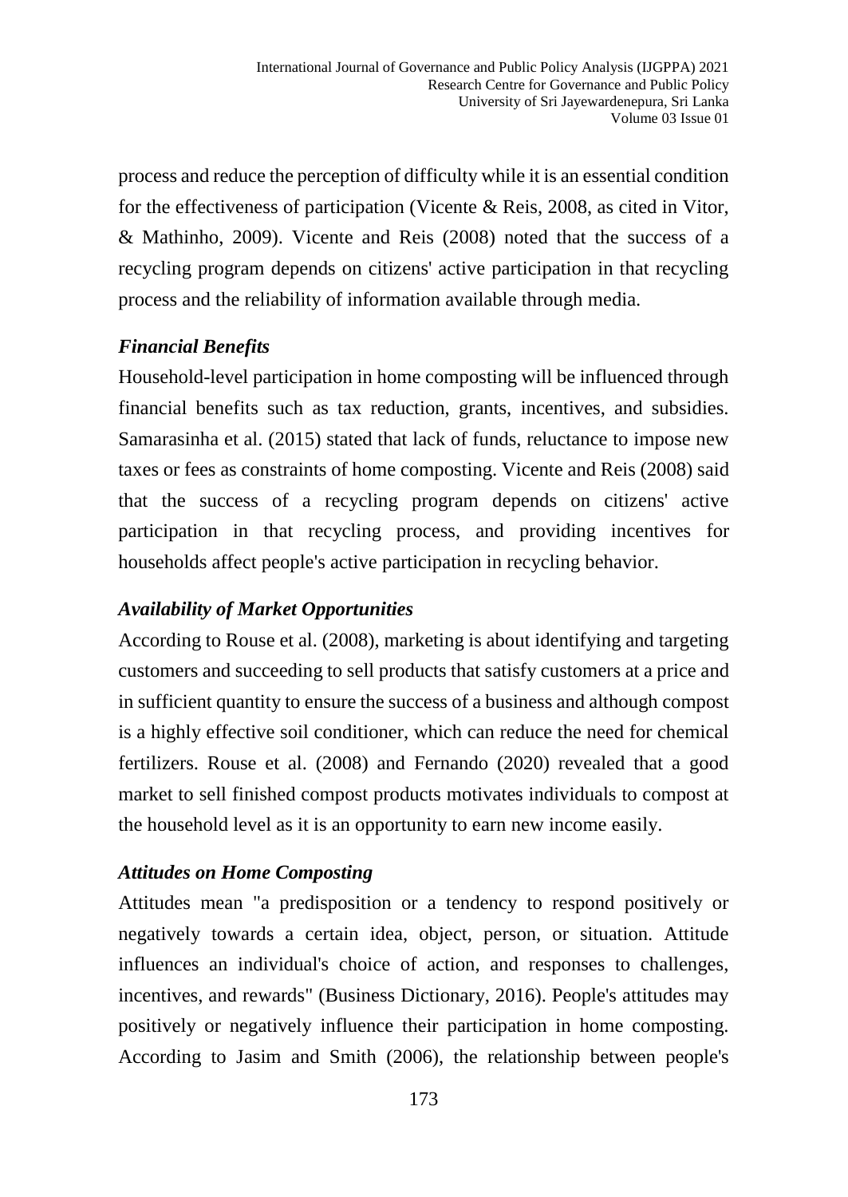process and reduce the perception of difficulty while it is an essential condition for the effectiveness of participation (Vicente & Reis, 2008, as cited in Vitor, & Mathinho, 2009). Vicente and Reis (2008) noted that the success of a recycling program depends on citizens' active participation in that recycling process and the reliability of information available through media.

### *Financial Benefits*

Household-level participation in home composting will be influenced through financial benefits such as tax reduction, grants, incentives, and subsidies. Samarasinha et al. (2015) stated that lack of funds, reluctance to impose new taxes or fees as constraints of home composting. Vicente and Reis (2008) said that the success of a recycling program depends on citizens' active participation in that recycling process, and providing incentives for households affect people's active participation in recycling behavior.

### *Availability of Market Opportunities*

According to Rouse et al. (2008), marketing is about identifying and targeting customers and succeeding to sell products that satisfy customers at a price and in sufficient quantity to ensure the success of a business and although compost is a highly effective soil conditioner, which can reduce the need for chemical fertilizers. Rouse et al. (2008) and Fernando (2020) revealed that a good market to sell finished compost products motivates individuals to compost at the household level as it is an opportunity to earn new income easily.

### *Attitudes on Home Composting*

Attitudes mean "a predisposition or a tendency to respond positively or negatively towards a certain idea, object, person, or situation. Attitude influences an individual's choice of action, and responses to challenges, incentives, and rewards" (Business Dictionary, 2016). People's attitudes may positively or negatively influence their participation in home composting. According to Jasim and Smith (2006), the relationship between people's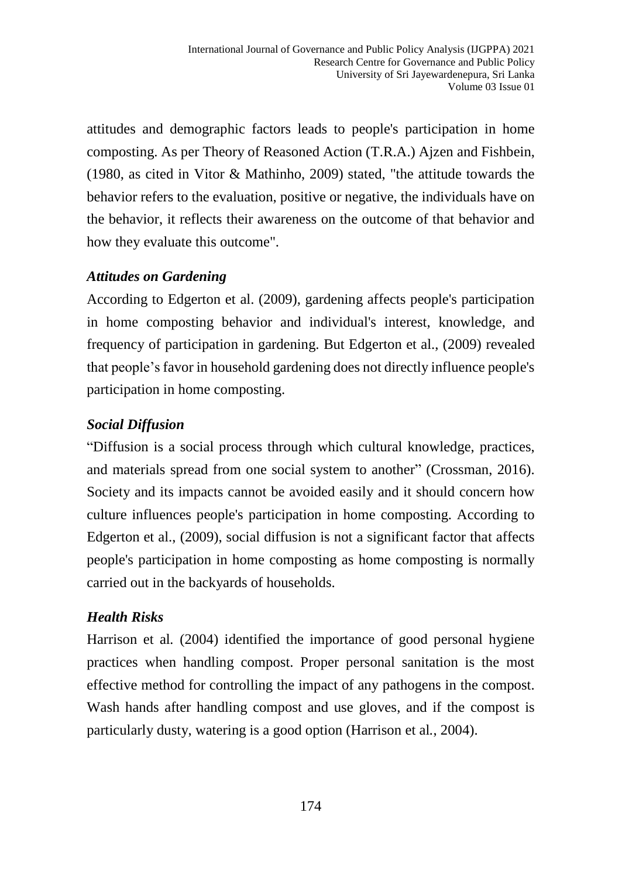attitudes and demographic factors leads to people's participation in home composting. As per Theory of Reasoned Action (T.R.A.) Ajzen and Fishbein, (1980, as cited in Vitor & Mathinho, 2009) stated, "the attitude towards the behavior refers to the evaluation, positive or negative, the individuals have on the behavior, it reflects their awareness on the outcome of that behavior and how they evaluate this outcome".

### *Attitudes on Gardening*

According to Edgerton et al. (2009), gardening affects people's participation in home composting behavior and individual's interest, knowledge, and frequency of participation in gardening. But Edgerton et al., (2009) revealed that people's favor in household gardening does not directly influence people's participation in home composting.

### *Social Diffusion*

"Diffusion is a social process through which cultural knowledge, practices, and materials spread from one social system to another" (Crossman, 2016). Society and its impacts cannot be avoided easily and it should concern how culture influences people's participation in home composting. According to Edgerton et al., (2009), social diffusion is not a significant factor that affects people's participation in home composting as home composting is normally carried out in the backyards of households.

### *Health Risks*

Harrison et al. (2004) identified the importance of good personal hygiene practices when handling compost. Proper personal sanitation is the most effective method for controlling the impact of any pathogens in the compost. Wash hands after handling compost and use gloves, and if the compost is particularly dusty, watering is a good option (Harrison et al., 2004).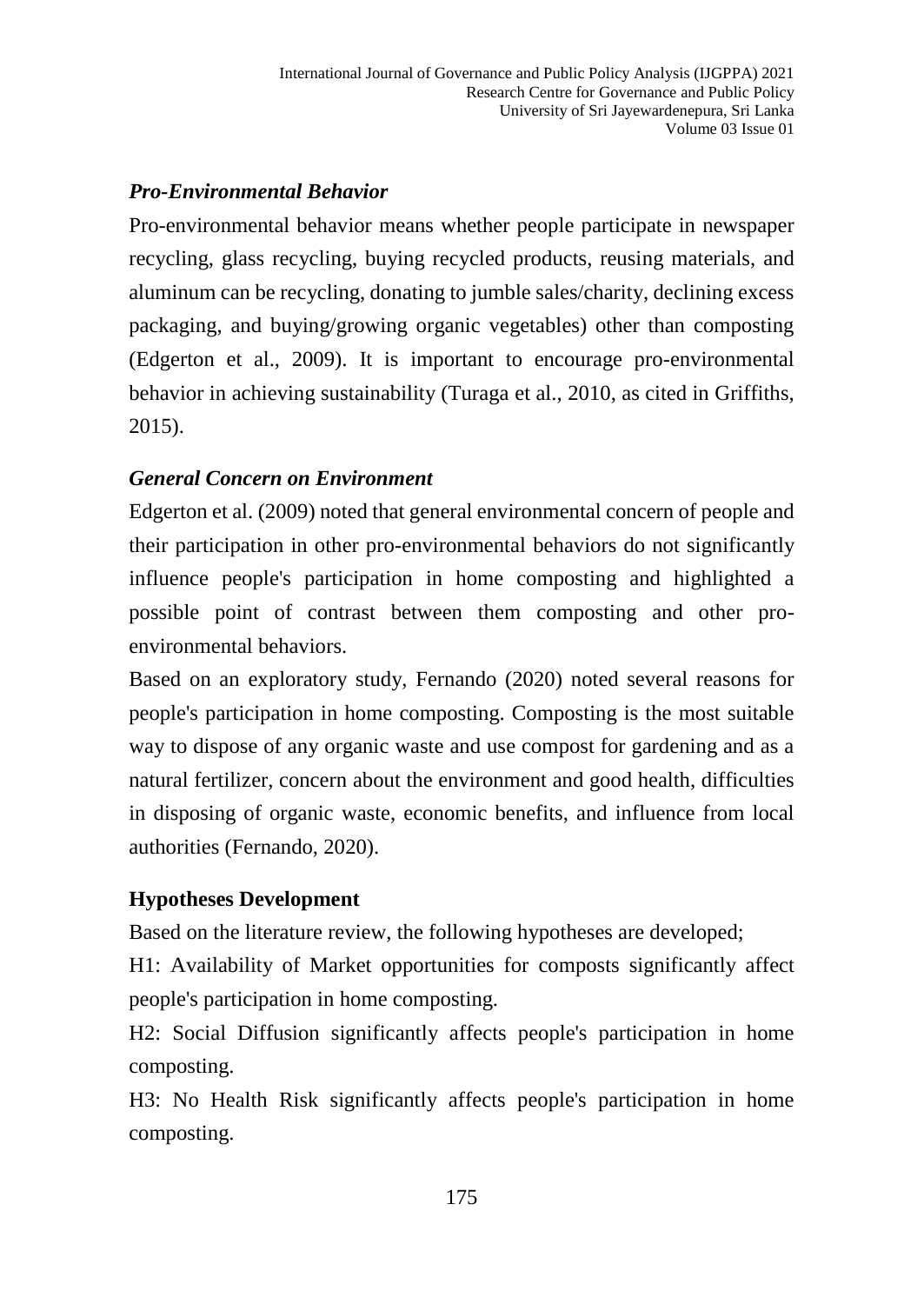### *Pro-Environmental Behavior*

Pro-environmental behavior means whether people participate in newspaper recycling, glass recycling, buying recycled products, reusing materials, and aluminum can be recycling, donating to jumble sales/charity, declining excess packaging, and buying/growing organic vegetables) other than composting (Edgerton et al., 2009). It is important to encourage pro-environmental behavior in achieving sustainability (Turaga et al., 2010, as cited in Griffiths, 2015).

### *General Concern on Environment*

Edgerton et al. (2009) noted that general environmental concern of people and their participation in other pro-environmental behaviors do not significantly influence people's participation in home composting and highlighted a possible point of contrast between them composting and other pro-environmental behaviors.

Based on an exploratory study, Fernando (2020) noted several reasons for people's participation in home composting. Composting is the most suitable way to dispose of any organic waste and use compost for gardening and as a natural fertilizer, concern about the environment and good health, difficulties in disposing of organic waste, economic benefits, and influence from local authorities (Fernando, 2020).

### **Hypotheses Development**

Based on the literature review, the following hypotheses are developed;

H1: Availability of Market opportunities for composts significantly affect people's participation in home composting.

H2: Social Diffusion significantly affects people's participation in home composting.

H3: No Health Risk significantly affects people's participation in home composting.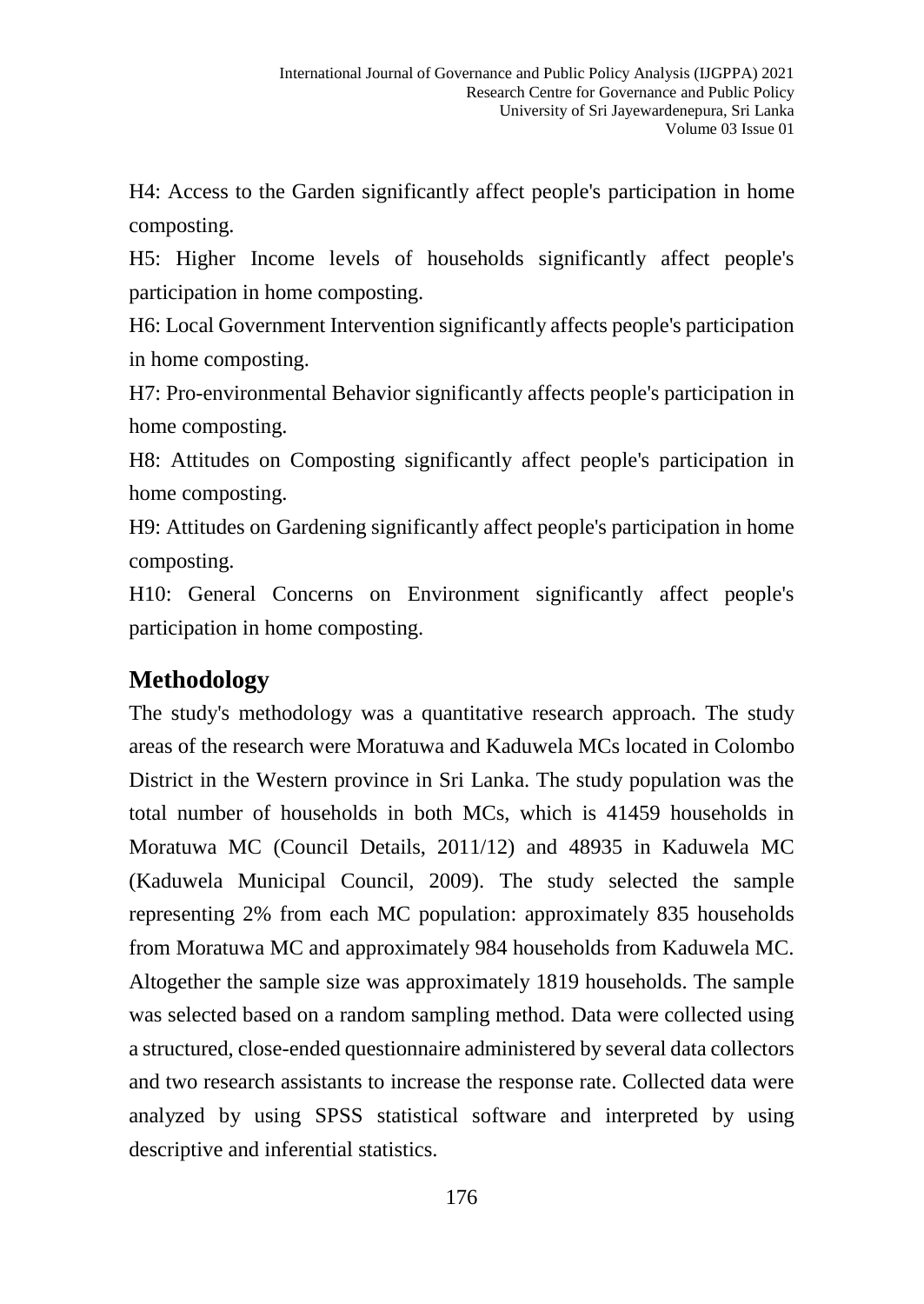H4: Access to the Garden significantly affect people's participation in home composting.

H5: Higher Income levels of households significantly affect people's participation in home composting.

H6: Local Government Intervention significantly affects people's participation in home composting.

H7: Pro-environmental Behavior significantly affects people's participation in home composting.

H8: Attitudes on Composting significantly affect people's participation in home composting.

H9: Attitudes on Gardening significantly affect people's participation in home composting.

H10: General Concerns on Environment significantly affect people's participation in home composting.

## Methodology

The study's methodology was a quantitative research approach. The study areas of the research were Moratuwa and Kaduwela MCs located in Colombo District in the Western province in Sri Lanka. The study population was the total number of households in both MCs, which is 41459 households in Moratuwa MC (Council Details, 2011/12) and 48935 in Kaduwela MC (Kaduwela Municipal Council, 2009). The study selected the sample representing 2% from each MC population: approximately 835 households from Moratuwa MC and approximately 984 households from Kaduwela MC. Altogether the sample size was approximately 1819 households. The sample was selected based on a random sampling method. Data were collected using a structured, close-ended questionnaire administered by several data collectors and two research assistants to increase the response rate. Collected data were analyzed by using SPSS statistical software and interpreted by using descriptive and inferential statistics.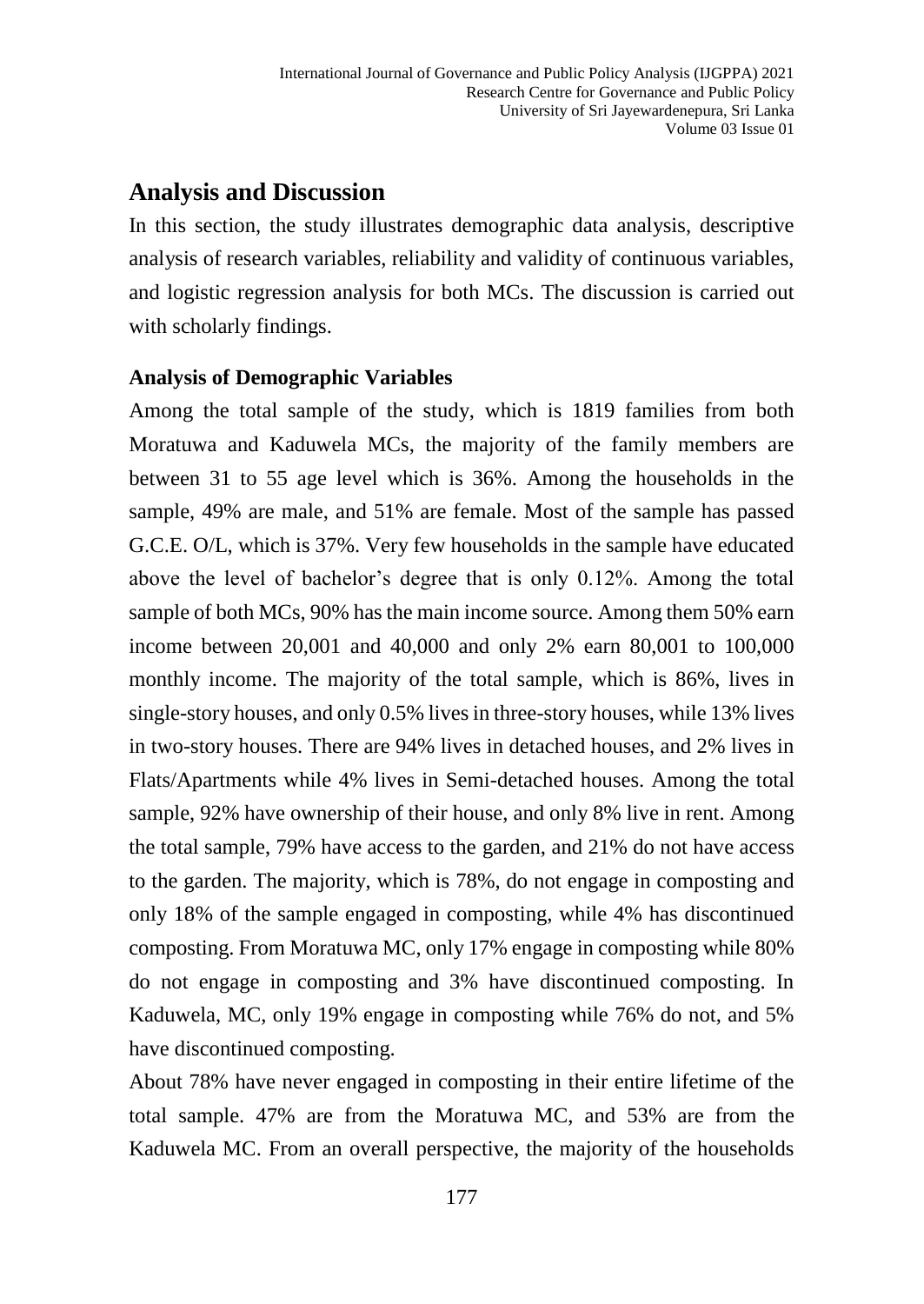## Analysis and Discussion

In this section, the study illustrates demographic data analysis, descriptive analysis of research variables, reliability and validity of continuous variables, and logistic regression analysis for both MCs. The discussion is carried out with scholarly findings.

### Analysis of Demographic Variables

Among the total sample of the study, which is 1819 families from both Moratuwa and Kaduwela MCs, the majority of the family members are between 31 to 55 age level which is 36%. Among the households in the sample, 49% are male, and 51% are female. Most of the sample has passed G.C.E. O/L, which is 37%. Very few households in the sample have educated above the level of bachelor's degree that is only 0.12%. Among the total sample of both MCs, 90% has the main income source. Among them 50% earn income between 20,001 and 40,000 and only 2% earn 80,001 to 100,000 monthly income. The majority of the total sample, which is 86%, lives in single-story houses, and only 0.5% lives in three-story houses, while 13% lives in two-story houses. There are 94% lives in detached houses, and 2% lives in Flats/Apartments while 4% lives in Semi-detached houses. Among the total sample, 92% have ownership of their house, and only 8% live in rent. Among the total sample, 79% have access to the garden, and 21% do not have access to the garden. The majority, which is 78%, do not engage in composting and only 18% of the sample engaged in composting, while 4% has discontinued composting. From Moratuwa MC, only 17% engage in composting while 80% do not engage in composting and 3% have discontinued composting. In Kaduwela, MC, only 19% engage in composting while 76% do not, and 5% have discontinued composting.

About 78% have never engaged in composting in their entire lifetime of the total sample. 47% are from the Moratuwa MC, and 53% are from the Kaduwela MC. From an overall perspective, the majority of the households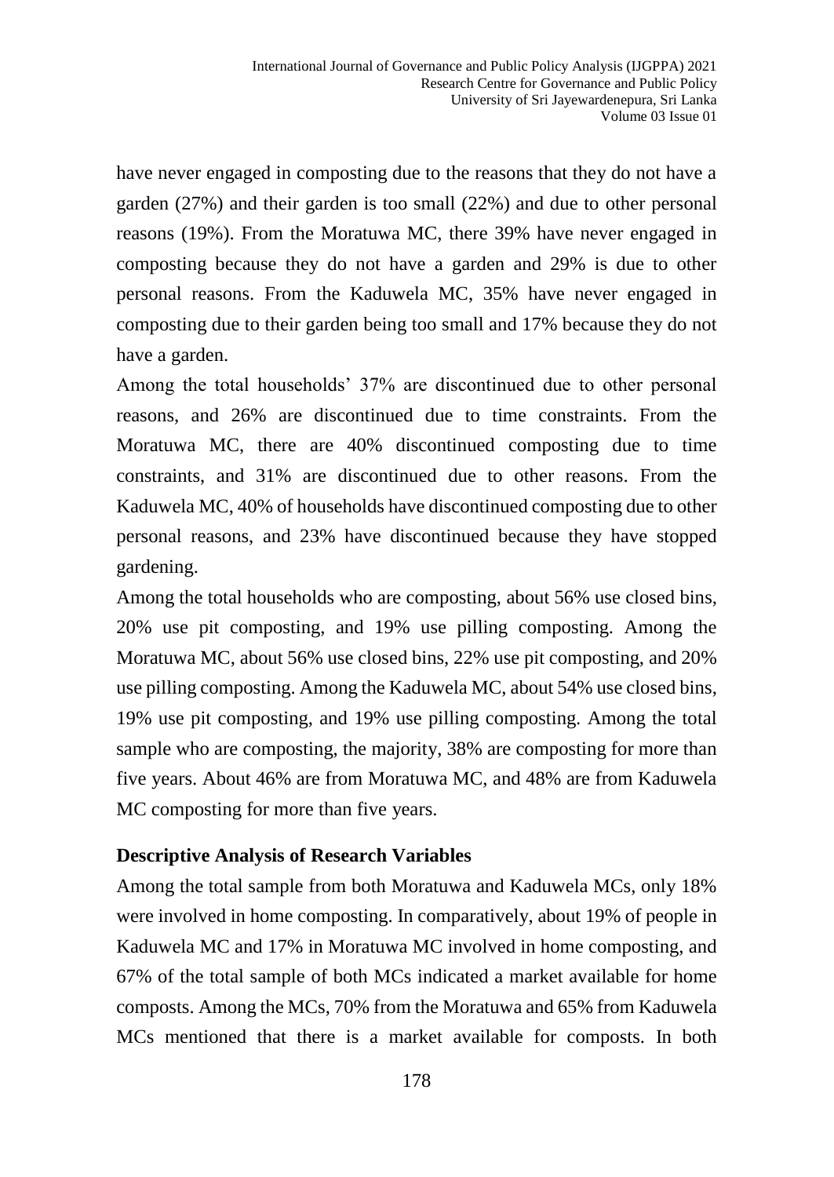have never engaged in composting due to the reasons that they do not have a garden (27%) and their garden is too small (22%) and due to other personal reasons (19%). From the Moratuwa MC, there 39% have never engaged in composting because they do not have a garden and 29% is due to other personal reasons. From the Kaduwela MC, 35% have never engaged in composting due to their garden being too small and 17% because they do not have a garden.

Among the total households' 37% are discontinued due to other personal reasons, and 26% are discontinued due to time constraints. From the Moratuwa MC, there are 40% discontinued composting due to time constraints, and 31% are discontinued due to other reasons. From the Kaduwela MC, 40% of households have discontinued composting due to other personal reasons, and 23% have discontinued because they have stopped gardening.

Among the total households who are composting, about 56% use closed bins, 20% use pit composting, and 19% use pilling composting. Among the Moratuwa MC, about 56% use closed bins, 22% use pit composting, and 20% use pilling composting. Among the Kaduwela MC, about 54% use closed bins, 19% use pit composting, and 19% use pilling composting. Among the total sample who are composting, the majority, 38% are composting for more than five years. About 46% are from Moratuwa MC, and 48% are from Kaduwela MC composting for more than five years.

**Descriptive Analysis of Research Variables**

Among the total sample from both Moratuwa and Kaduwela MCs, only 18% were involved in home composting. In comparatively, about 19% of people in Kaduwela MC and 17% in Moratuwa MC involved in home composting, and 67% of the total sample of both MCs indicated a market available for home composts. Among the MCs, 70% from the Moratuwa and 65% from Kaduwela MCs mentioned that there is a market available for composts. In both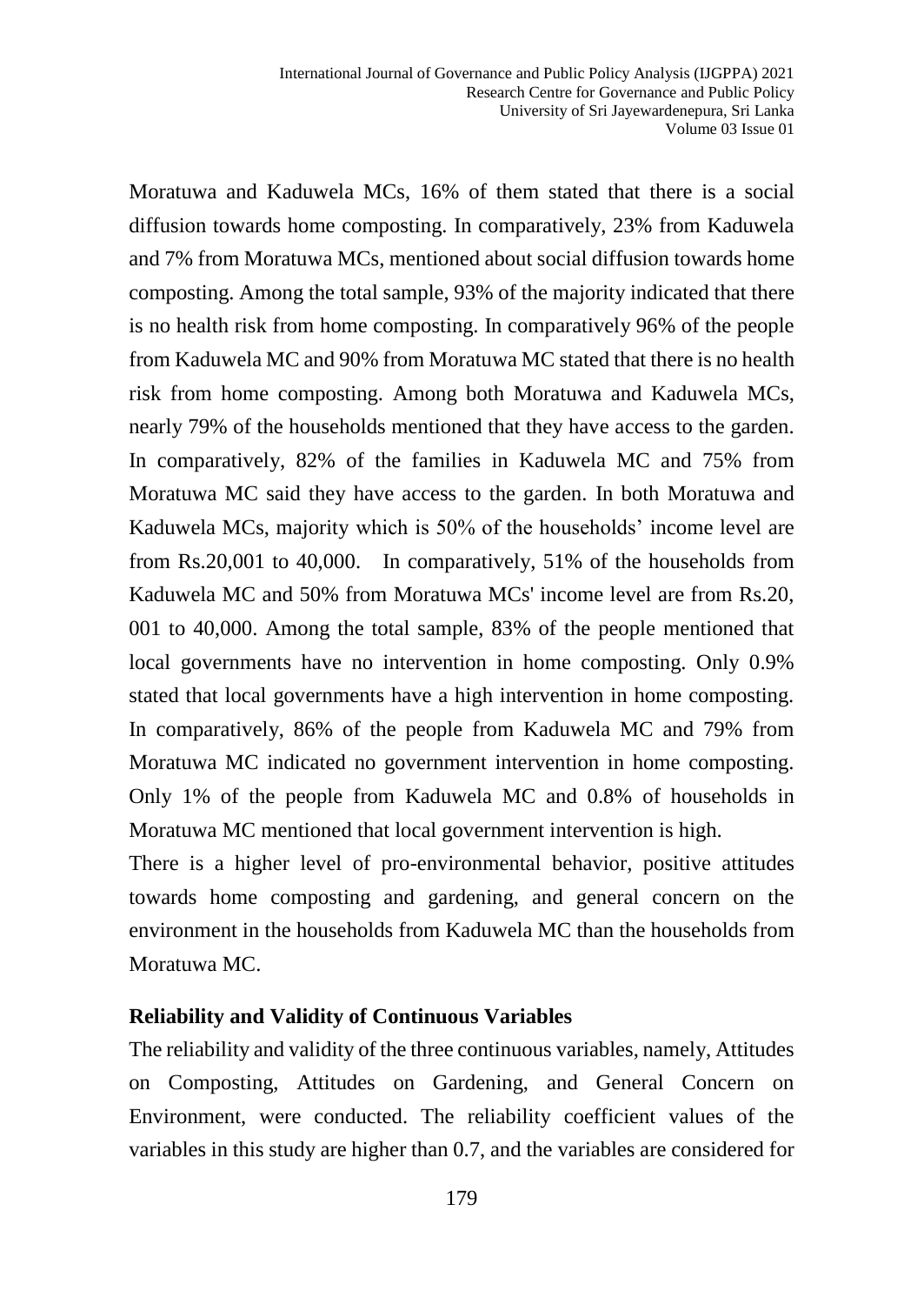Moratuwa and Kaduwela MCs, 16% of them stated that there is a social diffusion towards home composting. In comparatively, 23% from Kaduwela and 7% from Moratuwa MCs, mentioned about social diffusion towards home composting. Among the total sample, 93% of the majority indicated that there is no health risk from home composting. In comparatively 96% of the people from Kaduwela MC and 90% from Moratuwa MC stated that there is no health risk from home composting. Among both Moratuwa and Kaduwela MCs, nearly 79% of the households mentioned that they have access to the garden. In comparatively, 82% of the families in Kaduwela MC and 75% from Moratuwa MC said they have access to the garden. In both Moratuwa and Kaduwela MCs, majority which is 50% of the households' income level are from Rs.20,001 to 40,000. In comparatively, 51% of the households from Kaduwela MC and 50% from Moratuwa MCs' income level are from Rs.20, 001 to 40,000. Among the total sample, 83% of the people mentioned that local governments have no intervention in home composting. Only 0.9% stated that local governments have a high intervention in home composting. In comparatively, 86% of the people from Kaduwela MC and 79% from Moratuwa MC indicated no government intervention in home composting. Only 1% of the people from Kaduwela MC and 0.8% of households in Moratuwa MC mentioned that local government intervention is high.

There is a higher level of pro-environmental behavior, positive attitudes towards home composting and gardening, and general concern on the environment in the households from Kaduwela MC than the households from Moratuwa MC.

### Reliability and Validity of Continuous Variables

The reliability and validity of the three continuous variables, namely, Attitudes on Composting, Attitudes on Gardening, and General Concern on Environment, were conducted. The reliability coefficient values of the variables in this study are higher than 0.7, and the variables are considered for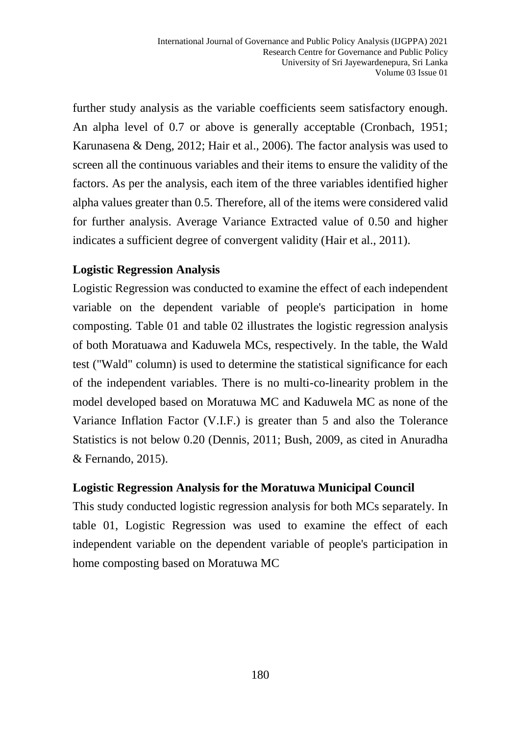further study analysis as the variable coefficients seem satisfactory enough. An alpha level of 0.7 or above is generally acceptable (Cronbach, 1951; Karunasena & Deng, 2012; Hair et al., 2006). The factor analysis was used to screen all the continuous variables and their items to ensure the validity of the factors. As per the analysis, each item of the three variables identified higher alpha values greater than 0.5. Therefore, all of the items were considered valid for further analysis. Average Variance Extracted value of 0.50 and higher indicates a sufficient degree of convergent validity (Hair et al., 2011).

**Logistic Regression Analysis**

Logistic Regression was conducted to examine the effect of each independent variable on the dependent variable of people's participation in home composting. Table 01 and table 02 illustrates the logistic regression analysis of both Moratuawa and Kaduwela MCs, respectively. In the table, the Wald test ("Wald" column) is used to determine the statistical significance for each of the independent variables. There is no multi-co-linearity problem in the model developed based on Moratuwa MC and Kaduwela MC as none of the Variance Inflation Factor (V.I.F.) is greater than 5 and also the Tolerance Statistics is not below 0.20 (Dennis, 2011; Bush, 2009, as cited in Anuradha & Fernando, 2015).

**Logistic Regression Analysis for the Moratuwa Municipal Council**

This study conducted logistic regression analysis for both MCs separately. In table 01, Logistic Regression was used to examine the effect of each independent variable on the dependent variable of people's participation in home composting based on Moratuwa MC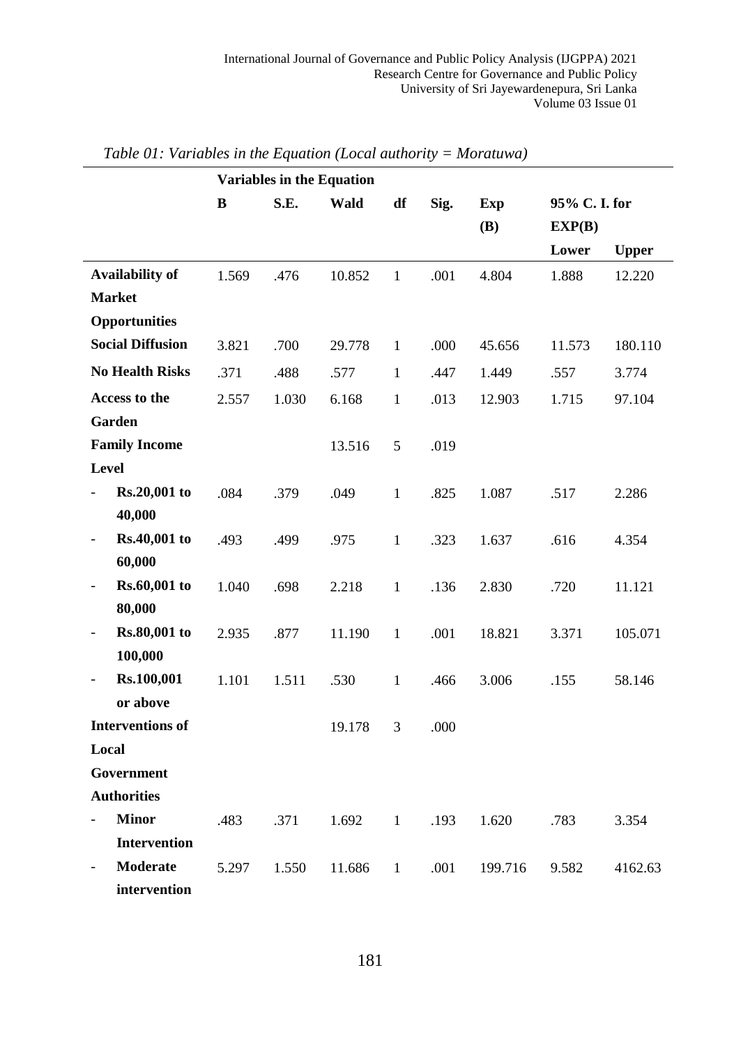*Table 01: Variables in the Equation (Local authority = Moratuwa)*

| | Variables in the Equation | | | | | | | |
|---|---|---|---|---|---|---|---|---|
| | **B** | **S.E.** | **Wald** | **df** | **Sig.** | **Exp (B)** | **95% C. I. for EXP(B)** | |
| | | | | | | | **Lower** | **Upper** |
| **Availability of Market Opportunities** | 1.569 | .476 | 10.852 | 1 | .001 | 4.804 | 1.888 | 12.220 |
| **Social Diffusion** | 3.821 | .700 | 29.778 | 1 | .000 | 45.656 | 11.573 | 180.110 |
| **No Health Risks** | .371 | .488 | .577 | 1 | .447 | 1.449 | .557 | 3.774 |
| **Access to the Garden** | 2.557 | 1.030 | 6.168 | 1 | .013 | 12.903 | 1.715 | 97.104 |
| **Family Income Level** | | | 13.516 | 5 | .019 | | | |
| - **Rs.20,001 to 40,000** | .084 | .379 | .049 | 1 | .825 | 1.087 | .517 | 2.286 |
| - **Rs.40,001 to 60,000** | .493 | .499 | .975 | 1 | .323 | 1.637 | .616 | 4.354 |
| - **Rs.60,001 to 80,000** | 1.040 | .698 | 2.218 | 1 | .136 | 2.830 | .720 | 11.121 |
| - **Rs.80,001 to 100,000** | 2.935 | .877 | 11.190 | 1 | .001 | 18.821 | 3.371 | 105.071 |
| - **Rs.100,001 or above** | 1.101 | 1.511 | .530 | 1 | .466 | 3.006 | .155 | 58.146 |
| **Interventions of Local Government Authorities** | | | 19.178 | 3 | .000 | | | |
| - **Minor Intervention** | .483 | .371 | 1.692 | 1 | .193 | 1.620 | .783 | 3.354 |
| - **Moderate intervention** | 5.297 | 1.550 | 11.686 | 1 | .001 | 199.716 | 9.582 | 4162.63 |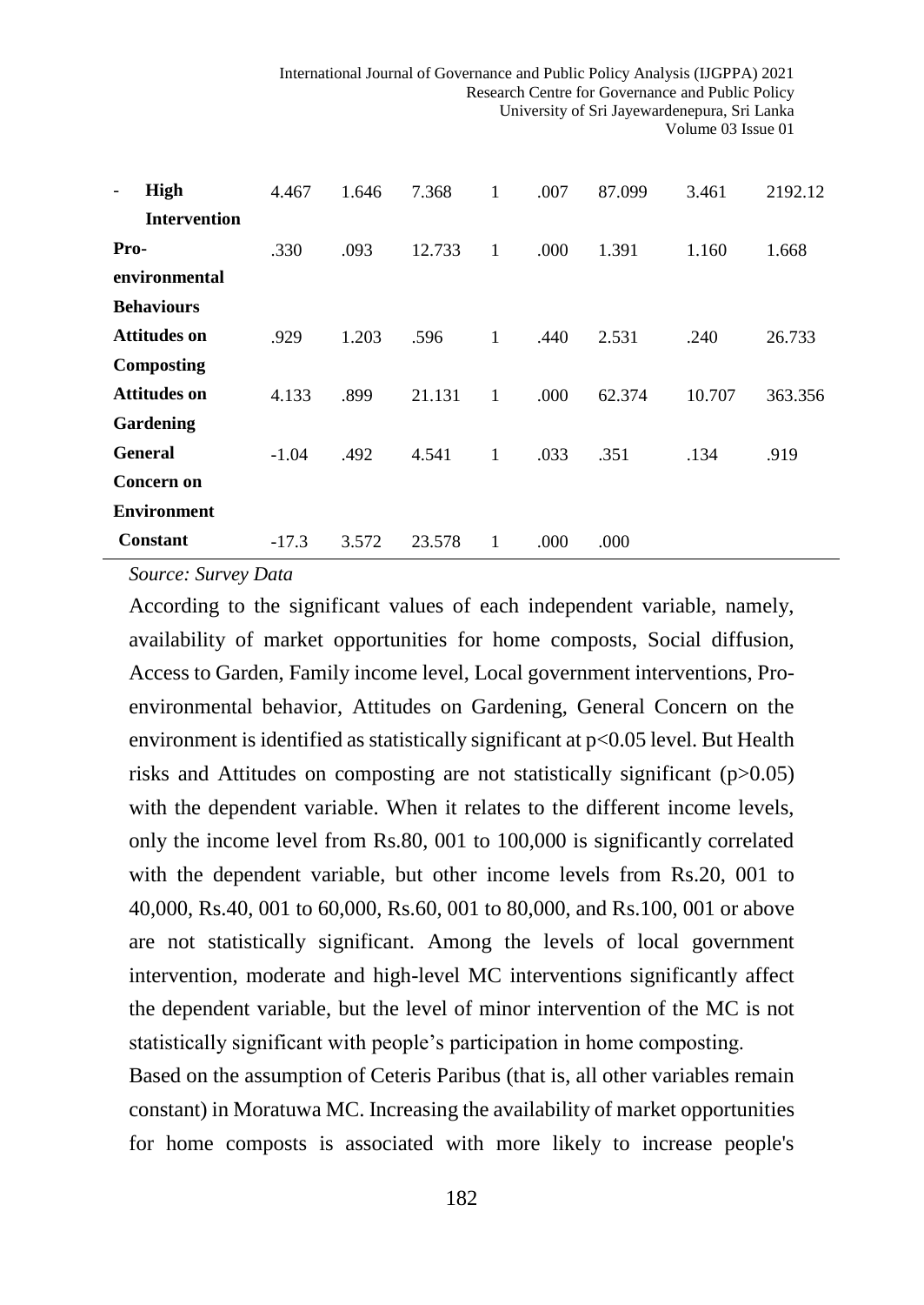| | | | | | | | | |
|---|---|---|---|---|---|---|---|---|
| - **High Intervention** | 4.467 | 1.646 | 7.368 | 1 | .007 | 87.099 | 3.461 | 2192.12 |
| **Pro-environmental Behaviours** | .330 | .093 | 12.733 | 1 | .000 | 1.391 | 1.160 | 1.668 |
| **Attitudes on Composting** | .929 | 1.203 | .596 | 1 | .440 | 2.531 | .240 | 26.733 |
| **Attitudes on Gardening** | 4.133 | .899 | 21.131 | 1 | .000 | 62.374 | 10.707 | 363.356 |
| **General Concern on Environment** | -1.04 | .492 | 4.541 | 1 | .033 | .351 | .134 | .919 |
| **Constant** | -17.3 | 3.572 | 23.578 | 1 | .000 | .000 | | |

*Source: Survey Data*

According to the significant values of each independent variable, namely, availability of market opportunities for home composts, Social diffusion, Access to Garden, Family income level, Local government interventions, Pro-environmental behavior, Attitudes on Gardening, General Concern on the environment is identified as statistically significant at $p<0.05$ level. But Health risks and Attitudes on composting are not statistically significant ($p>0.05$) with the dependent variable. When it relates to the different income levels, only the income level from Rs.80, 001 to 100,000 is significantly correlated with the dependent variable, but other income levels from Rs.20, 001 to 40,000, Rs.40, 001 to 60,000, Rs.60, 001 to 80,000, and Rs.100, 001 or above are not statistically significant. Among the levels of local government intervention, moderate and high-level MC interventions significantly affect the dependent variable, but the level of minor intervention of the MC is not statistically significant with people's participation in home composting.

Based on the assumption of Ceteris Paribus (that is, all other variables remain constant) in Moratuwa MC. Increasing the availability of market opportunities for home composts is associated with more likely to increase people's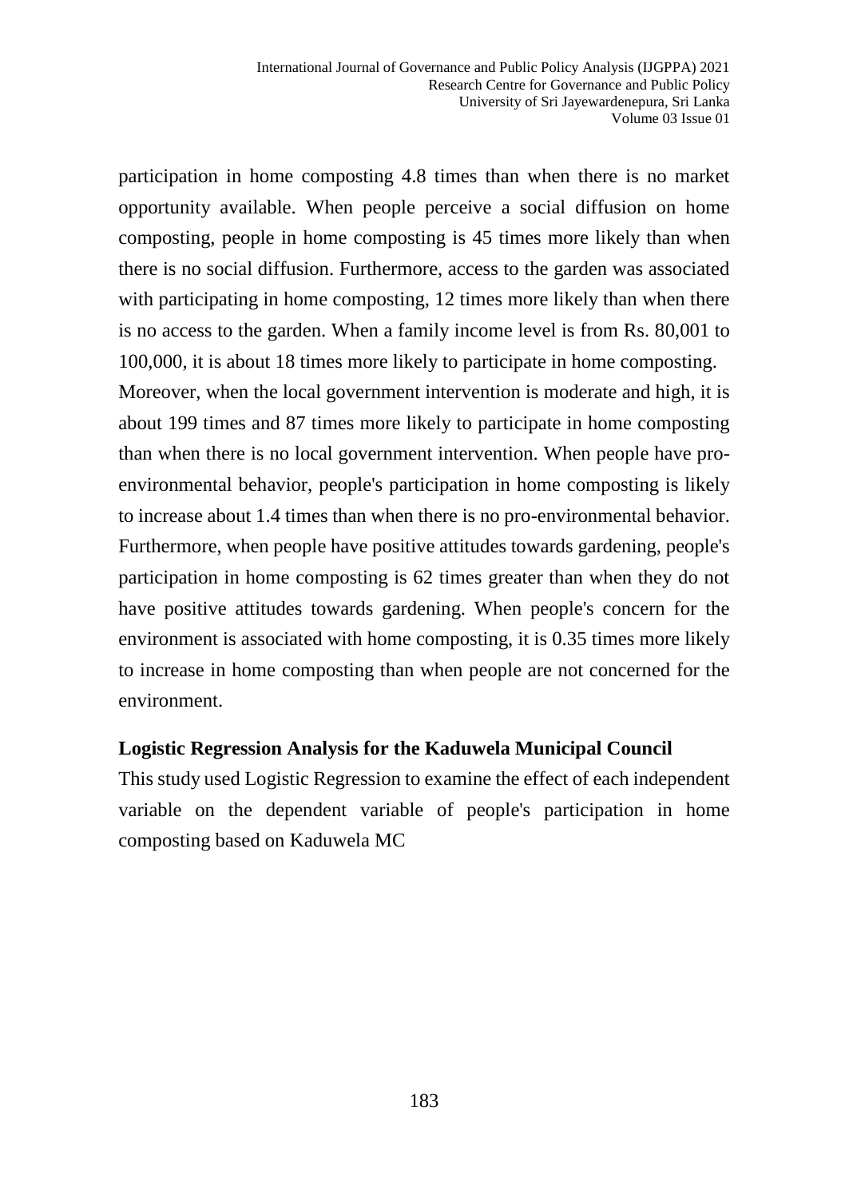participation in home composting 4.8 times than when there is no market opportunity available. When people perceive a social diffusion on home composting, people in home composting is 45 times more likely than when there is no social diffusion. Furthermore, access to the garden was associated with participating in home composting, 12 times more likely than when there is no access to the garden. When a family income level is from Rs. 80,001 to 100,000, it is about 18 times more likely to participate in home composting.

Moreover, when the local government intervention is moderate and high, it is about 199 times and 87 times more likely to participate in home composting than when there is no local government intervention. When people have pro-environmental behavior, people's participation in home composting is likely to increase about 1.4 times than when there is no pro-environmental behavior. Furthermore, when people have positive attitudes towards gardening, people's participation in home composting is 62 times greater than when they do not have positive attitudes towards gardening. When people's concern for the environment is associated with home composting, it is 0.35 times more likely to increase in home composting than when people are not concerned for the environment.

**Logistic Regression Analysis for the Kaduwela Municipal Council**

This study used Logistic Regression to examine the effect of each independent variable on the dependent variable of people's participation in home composting based on Kaduwela MC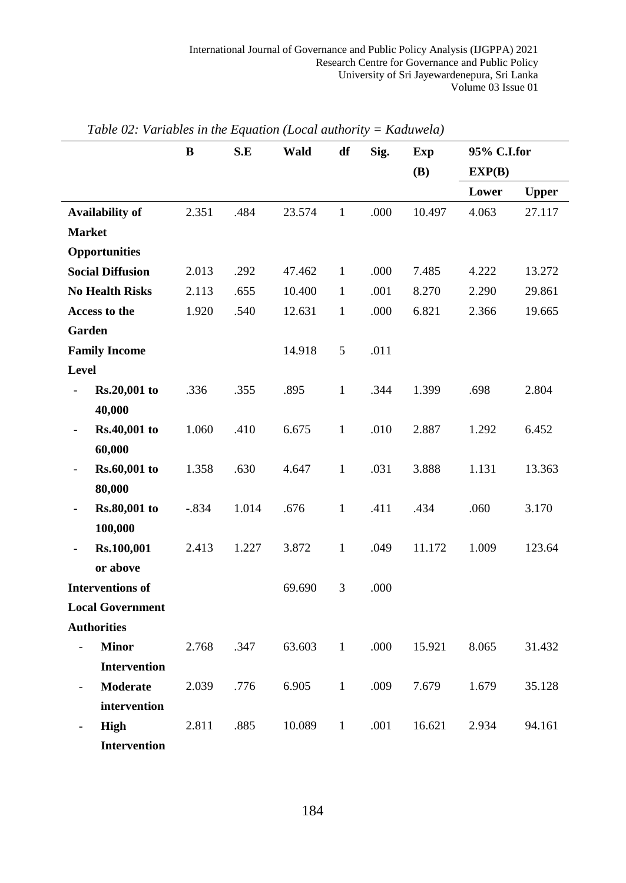*Table 02: Variables in the Equation (Local authority = Kaduwela)*

| | B | S.E | Wald | df | Sig. | Exp (B) | 95% C.I.for EXP(B) | |
|---|---|---|---|---|---|---|---|---|
| | | | | | | | Lower | Upper |
| **Availability of Market Opportunities** | 2.351 | .484 | 23.574 | 1 | .000 | 10.497 | 4.063 | 27.117 |
| **Social Diffusion** | 2.013 | .292 | 47.462 | 1 | .000 | 7.485 | 4.222 | 13.272 |
| **No Health Risks** | 2.113 | .655 | 10.400 | 1 | .001 | 8.270 | 2.290 | 29.861 |
| **Access to the Garden** | 1.920 | .540 | 12.631 | 1 | .000 | 6.821 | 2.366 | 19.665 |
| **Family Income Level** | | | 14.918 | 5 | .011 | | | |
| - **Rs.20,001 to 40,000** | .336 | .355 | .895 | 1 | .344 | 1.399 | .698 | 2.804 |
| - **Rs.40,001 to 60,000** | 1.060 | .410 | 6.675 | 1 | .010 | 2.887 | 1.292 | 6.452 |
| - **Rs.60,001 to 80,000** | 1.358 | .630 | 4.647 | 1 | .031 | 3.888 | 1.131 | 13.363 |
| - **Rs.80,001 to 100,000** | -.834 | 1.014 | .676 | 1 | .411 | .434 | .060 | 3.170 |
| - **Rs.100,001 or above** | 2.413 | 1.227 | 3.872 | 1 | .049 | 11.172 | 1.009 | 123.64 |
| **Interventions of Local Government Authorities** | | | 69.690 | 3 | .000 | | | |
| - **Minor Intervention** | 2.768 | .347 | 63.603 | 1 | .000 | 15.921 | 8.065 | 31.432 |
| - **Moderate intervention** | 2.039 | .776 | 6.905 | 1 | .009 | 7.679 | 1.679 | 35.128 |
| - **High Intervention** | 2.811 | .885 | 10.089 | 1 | .001 | 16.621 | 2.934 | 94.161 |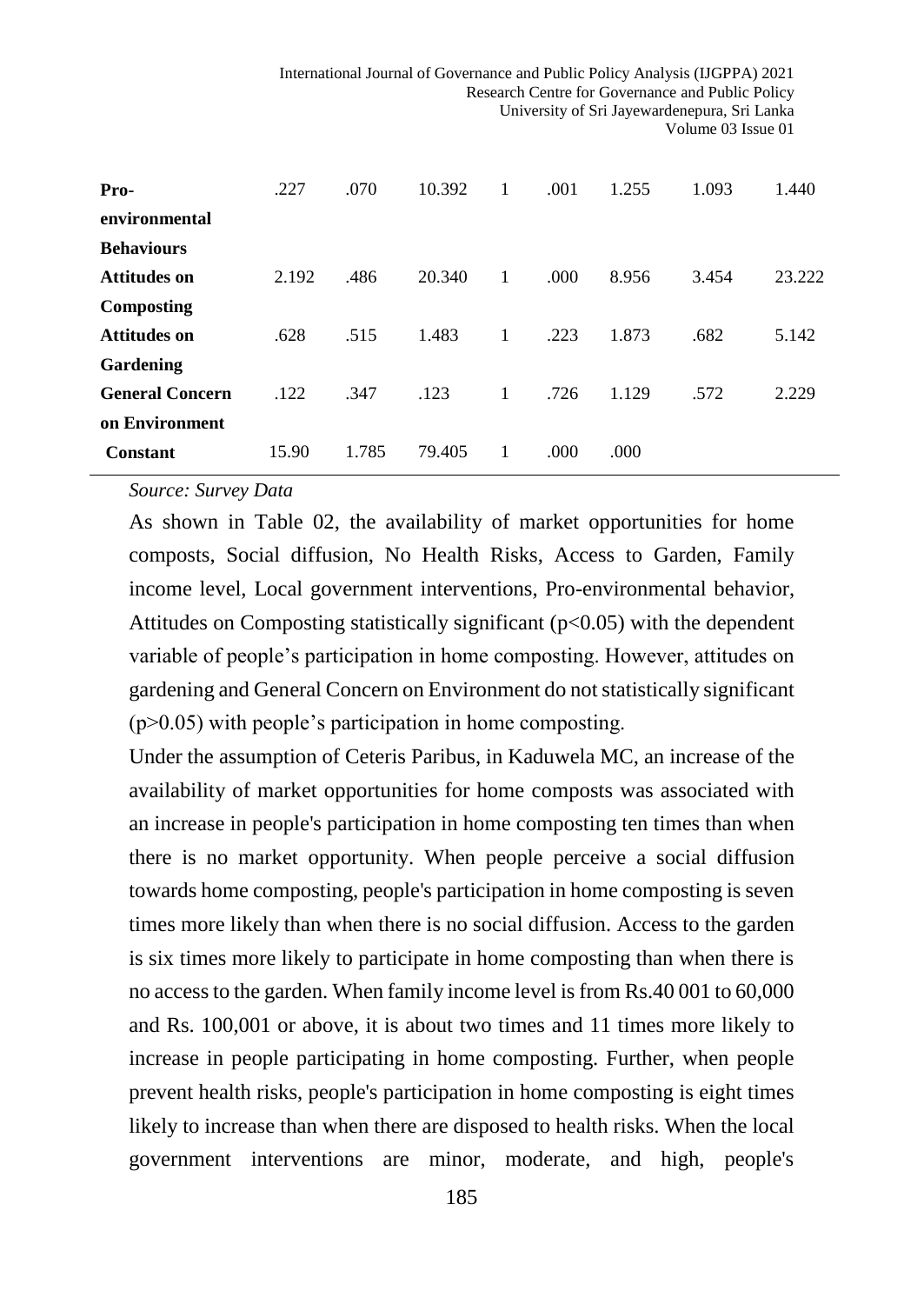| | | | | | | | | |
|---|---|---|---|---|---|---|---|---|
| **Pro-environmental Behaviours** | .227 | .070 | 10.392 | 1 | .001 | 1.255 | 1.093 | 1.440 |
| **Attitudes on Composting** | 2.192 | .486 | 20.340 | 1 | .000 | 8.956 | 3.454 | 23.222 |
| **Attitudes on Gardening** | .628 | .515 | 1.483 | 1 | .223 | 1.873 | .682 | 5.142 |
| **General Concern on Environment** | .122 | .347 | .123 | 1 | .726 | 1.129 | .572 | 2.229 |
| **Constant** | 15.90 | 1.785 | 79.405 | 1 | .000 | .000 | | |

*Source: Survey Data*

As shown in Table 02, the availability of market opportunities for home composts, Social diffusion, No Health Risks, Access to Garden, Family income level, Local government interventions, Pro-environmental behavior, Attitudes on Composting statistically significant ($p<0.05$) with the dependent variable of people's participation in home composting. However, attitudes on gardening and General Concern on Environment do not statistically significant ($p>0.05$) with people's participation in home composting.

Under the assumption of Ceteris Paribus, in Kaduwela MC, an increase of the availability of market opportunities for home composts was associated with an increase in people's participation in home composting ten times than when there is no market opportunity. When people perceive a social diffusion towards home composting, people's participation in home composting is seven times more likely than when there is no social diffusion. Access to the garden is six times more likely to participate in home composting than when there is no access to the garden. When family income level is from Rs.40 001 to 60,000 and Rs. 100,001 or above, it is about two times and 11 times more likely to increase in people participating in home composting. Further, when people prevent health risks, people's participation in home composting is eight times likely to increase than when there are disposed to health risks. When the local government interventions are minor, moderate, and high, people's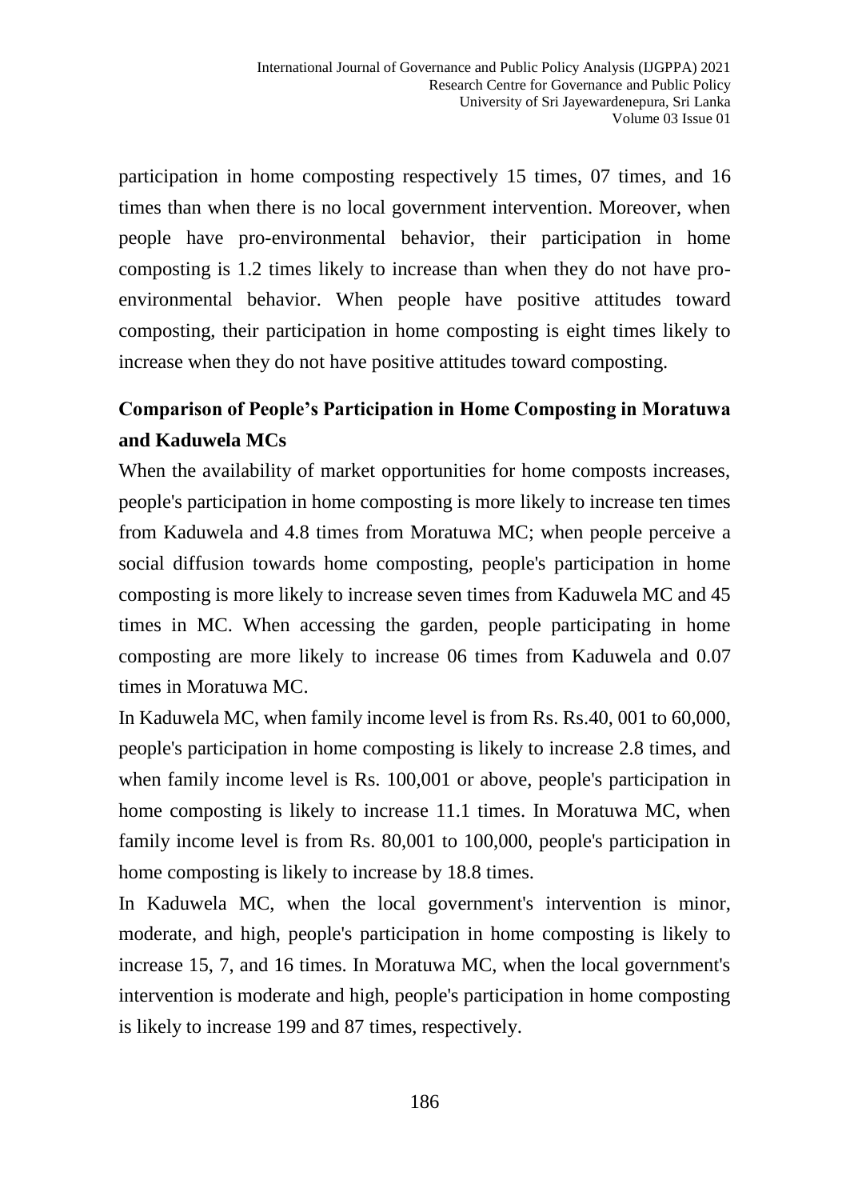participation in home composting respectively 15 times, 07 times, and 16 times than when there is no local government intervention. Moreover, when people have pro-environmental behavior, their participation in home composting is 1.2 times likely to increase than when they do not have pro-environmental behavior. When people have positive attitudes toward composting, their participation in home composting is eight times likely to increase when they do not have positive attitudes toward composting.

## Comparison of People's Participation in Home Composting in Moratuwa and Kaduwela MCs

When the availability of market opportunities for home composts increases, people's participation in home composting is more likely to increase ten times from Kaduwela and 4.8 times from Moratuwa MC; when people perceive a social diffusion towards home composting, people's participation in home composting is more likely to increase seven times from Kaduwela MC and 45 times in MC. When accessing the garden, people participating in home composting are more likely to increase 06 times from Kaduwela and 0.07 times in Moratuwa MC.

In Kaduwela MC, when family income level is from Rs. Rs.40, 001 to 60,000, people's participation in home composting is likely to increase 2.8 times, and when family income level is Rs. 100,001 or above, people's participation in home composting is likely to increase 11.1 times. In Moratuwa MC, when family income level is from Rs. 80,001 to 100,000, people's participation in home composting is likely to increase by 18.8 times.

In Kaduwela MC, when the local government's intervention is minor, moderate, and high, people's participation in home composting is likely to increase 15, 7, and 16 times. In Moratuwa MC, when the local government's intervention is moderate and high, people's participation in home composting is likely to increase 199 and 87 times, respectively.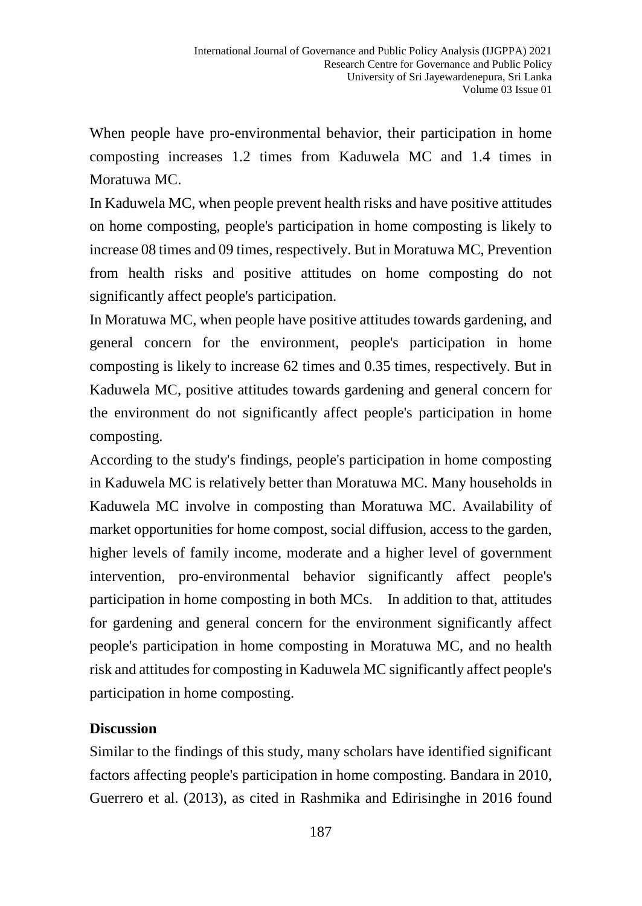When people have pro-environmental behavior, their participation in home composting increases 1.2 times from Kaduwela MC and 1.4 times in Moratuwa MC.

In Kaduwela MC, when people prevent health risks and have positive attitudes on home composting, people's participation in home composting is likely to increase 08 times and 09 times, respectively. But in Moratuwa MC, Prevention from health risks and positive attitudes on home composting do not significantly affect people's participation.

In Moratuwa MC, when people have positive attitudes towards gardening, and general concern for the environment, people's participation in home composting is likely to increase 62 times and 0.35 times, respectively. But in Kaduwela MC, positive attitudes towards gardening and general concern for the environment do not significantly affect people's participation in home composting.

According to the study's findings, people's participation in home composting in Kaduwela MC is relatively better than Moratuwa MC. Many households in Kaduwela MC involve in composting than Moratuwa MC. Availability of market opportunities for home compost, social diffusion, access to the garden, higher levels of family income, moderate and a higher level of government intervention, pro-environmental behavior significantly affect people's participation in home composting in both MCs. In addition to that, attitudes for gardening and general concern for the environment significantly affect people's participation in home composting in Moratuwa MC, and no health risk and attitudes for composting in Kaduwela MC significantly affect people's participation in home composting.

## Discussion

Similar to the findings of this study, many scholars have identified significant factors affecting people's participation in home composting. Bandara in 2010, Guerrero et al. (2013), as cited in Rashmika and Edirisinghe in 2016 found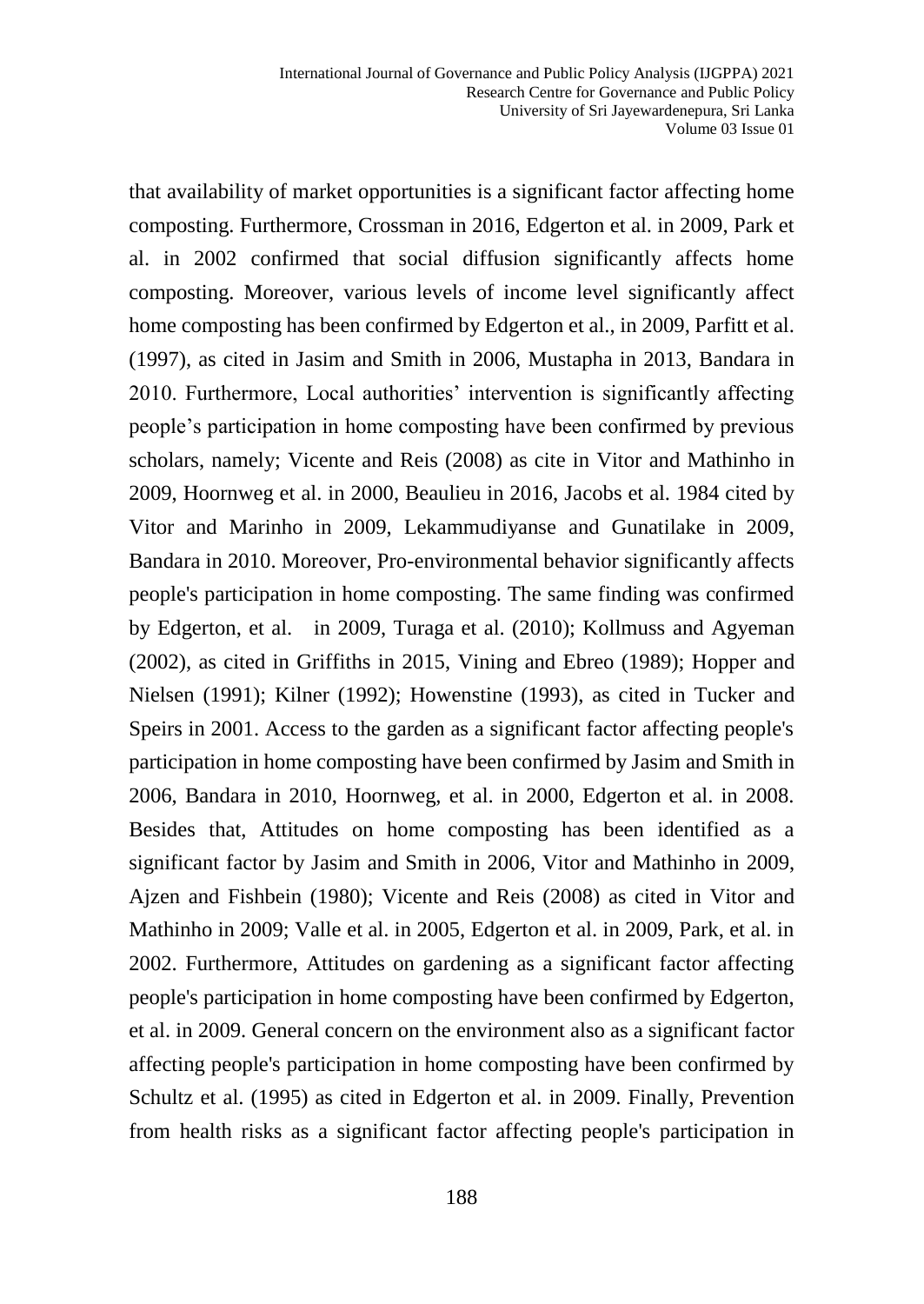that availability of market opportunities is a significant factor affecting home composting. Furthermore, Crossman in 2016, Edgerton et al. in 2009, Park et al. in 2002 confirmed that social diffusion significantly affects home composting. Moreover, various levels of income level significantly affect home composting has been confirmed by Edgerton et al., in 2009, Parfitt et al. (1997), as cited in Jasim and Smith in 2006, Mustapha in 2013, Bandara in 2010. Furthermore, Local authorities' intervention is significantly affecting people's participation in home composting have been confirmed by previous scholars, namely; Vicente and Reis (2008) as cite in Vitor and Mathinho in 2009, Hoornweg et al. in 2000, Beaulieu in 2016, Jacobs et al. 1984 cited by Vitor and Marinho in 2009, Lekammudiyanse and Gunatilake in 2009, Bandara in 2010. Moreover, Pro-environmental behavior significantly affects people's participation in home composting. The same finding was confirmed by Edgerton, et al. in 2009, Turaga et al. (2010); Kollmuss and Agyeman (2002), as cited in Griffiths in 2015, Vining and Ebreo (1989); Hopper and Nielsen (1991); Kilner (1992); Howenstine (1993), as cited in Tucker and Speirs in 2001. Access to the garden as a significant factor affecting people's participation in home composting have been confirmed by Jasim and Smith in 2006, Bandara in 2010, Hoornweg, et al. in 2000, Edgerton et al. in 2008. Besides that, Attitudes on home composting has been identified as a significant factor by Jasim and Smith in 2006, Vitor and Mathinho in 2009, Ajzen and Fishbein (1980); Vicente and Reis (2008) as cited in Vitor and Mathinho in 2009; Valle et al. in 2005, Edgerton et al. in 2009, Park, et al. in 2002. Furthermore, Attitudes on gardening as a significant factor affecting people's participation in home composting have been confirmed by Edgerton, et al. in 2009. General concern on the environment also as a significant factor affecting people's participation in home composting have been confirmed by Schultz et al. (1995) as cited in Edgerton et al. in 2009. Finally, Prevention from health risks as a significant factor affecting people's participation in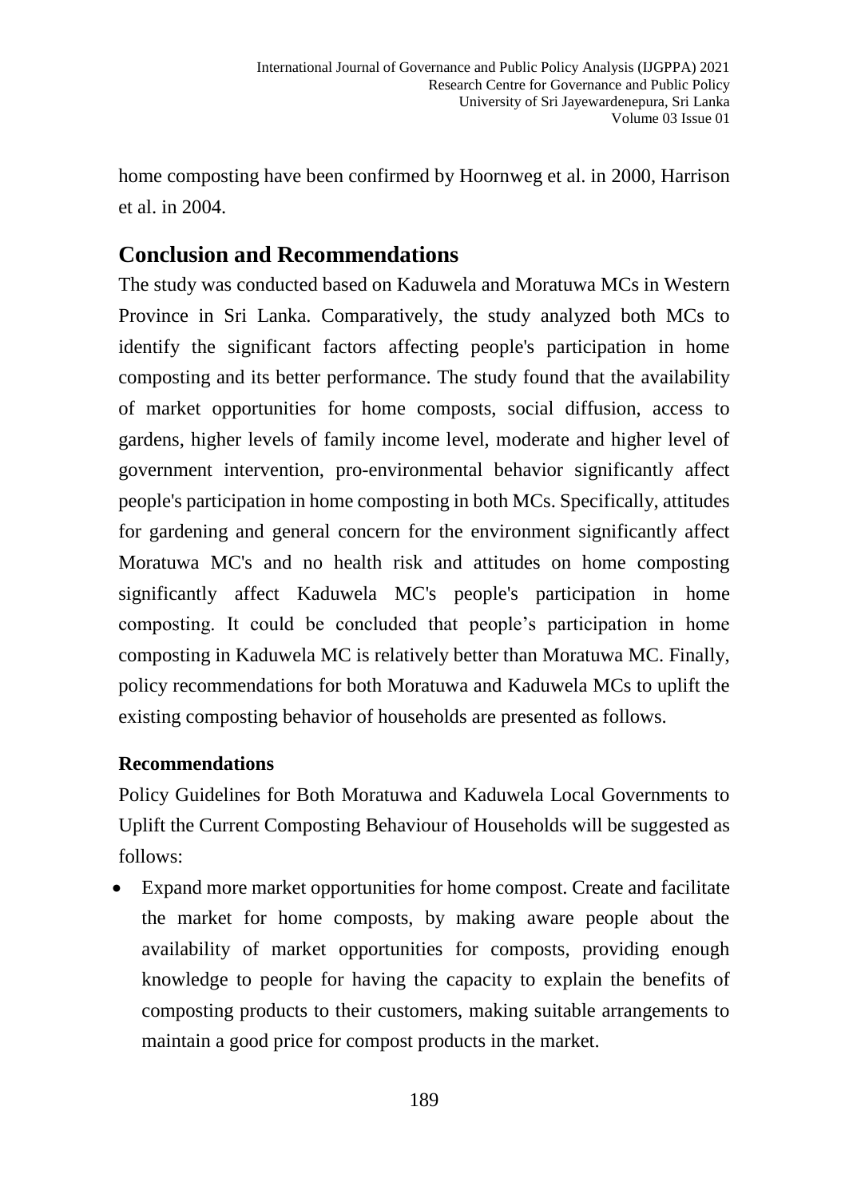home composting have been confirmed by Hoornweg et al. in 2000, Harrison et al. in 2004.

## Conclusion and Recommendations

The study was conducted based on Kaduwela and Moratuwa MCs in Western Province in Sri Lanka. Comparatively, the study analyzed both MCs to identify the significant factors affecting people's participation in home composting and its better performance. The study found that the availability of market opportunities for home composts, social diffusion, access to gardens, higher levels of family income level, moderate and higher level of government intervention, pro-environmental behavior significantly affect people's participation in home composting in both MCs. Specifically, attitudes for gardening and general concern for the environment significantly affect Moratuwa MC's and no health risk and attitudes on home composting significantly affect Kaduwela MC's people's participation in home composting. It could be concluded that people’s participation in home composting in Kaduwela MC is relatively better than Moratuwa MC. Finally, policy recommendations for both Moratuwa and Kaduwela MCs to uplift the existing composting behavior of households are presented as follows.

### Recommendations

Policy Guidelines for Both Moratuwa and Kaduwela Local Governments to Uplift the Current Composting Behaviour of Households will be suggested as follows:

- Expand more market opportunities for home compost. Create and facilitate the market for home composts, by making aware people about the availability of market opportunities for composts, providing enough knowledge to people for having the capacity to explain the benefits of composting products to their customers, making suitable arrangements to maintain a good price for compost products in the market.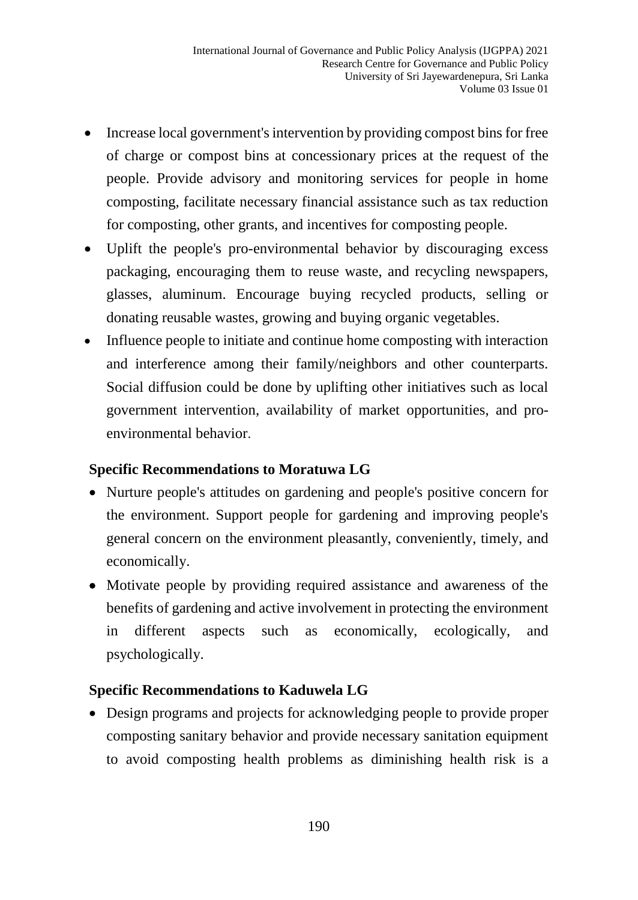- Increase local government's intervention by providing compost bins for free of charge or compost bins at concessionary prices at the request of the people. Provide advisory and monitoring services for people in home composting, facilitate necessary financial assistance such as tax reduction for composting, other grants, and incentives for composting people.
- Uplift the people's pro-environmental behavior by discouraging excess packaging, encouraging them to reuse waste, and recycling newspapers, glasses, aluminum. Encourage buying recycled products, selling or donating reusable wastes, growing and buying organic vegetables.
- Influence people to initiate and continue home composting with interaction and interference among their family/neighbors and other counterparts. Social diffusion could be done by uplifting other initiatives such as local government intervention, availability of market opportunities, and pro-environmental behavior.

**Specific Recommendations to Moratuwa LG**

- Nurture people's attitudes on gardening and people's positive concern for the environment. Support people for gardening and improving people's general concern on the environment pleasantly, conveniently, timely, and economically.
- Motivate people by providing required assistance and awareness of the benefits of gardening and active involvement in protecting the environment in different aspects such as economically, ecologically, and psychologically.

**Specific Recommendations to Kaduwela LG**

- Design programs and projects for acknowledging people to provide proper composting sanitary behavior and provide necessary sanitation equipment to avoid composting health problems as diminishing health risk is a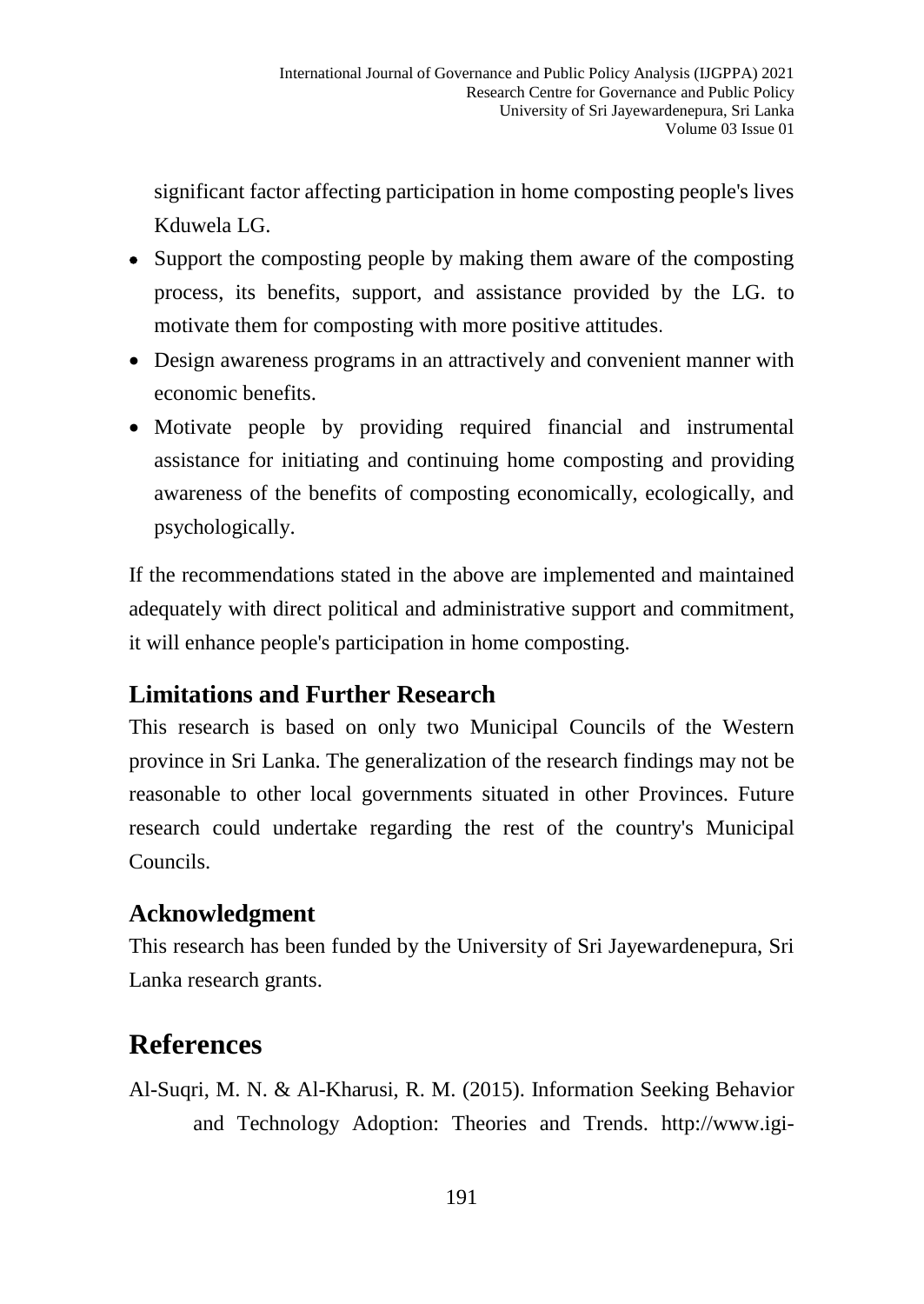significant factor affecting participation in home composting people's lives Kduwela LG.

- Support the composting people by making them aware of the composting process, its benefits, support, and assistance provided by the LG. to motivate them for composting with more positive attitudes.
- Design awareness programs in an attractively and convenient manner with economic benefits.
- Motivate people by providing required financial and instrumental assistance for initiating and continuing home composting and providing awareness of the benefits of composting economically, ecologically, and psychologically.

If the recommendations stated in the above are implemented and maintained adequately with direct political and administrative support and commitment, it will enhance people's participation in home composting.

## Limitations and Further Research

This research is based on only two Municipal Councils of the Western province in Sri Lanka. The generalization of the research findings may not be reasonable to other local governments situated in other Provinces. Future research could undertake regarding the rest of the country's Municipal Councils.

## Acknowledgment

This research has been funded by the University of Sri Jayewardenepura, Sri Lanka research grants.

# References

Al-Suqri, M. N. & Al-Kharusi, R. M. (2015). Information Seeking Behavior and Technology Adoption: Theories and Trends. http://www.igi-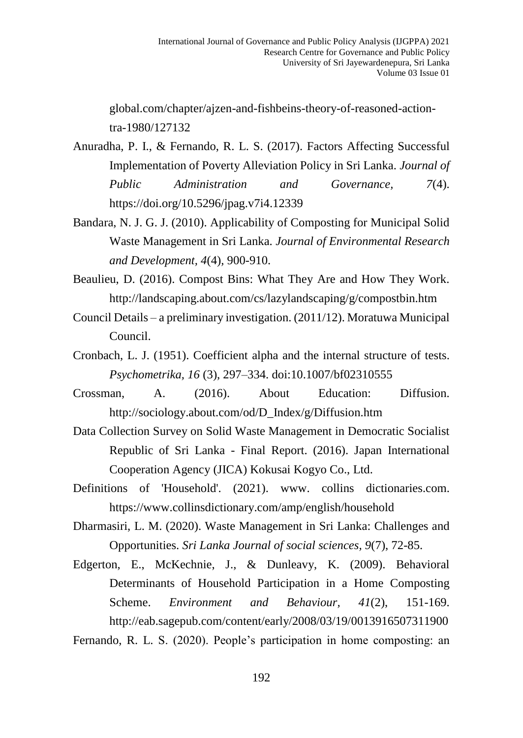global.com/chapter/ajzen-and-fishbeins-theory-of-reasoned-action-tra-1980/127132

Anuradha, P. I., & Fernando, R. L. S. (2017). Factors Affecting Successful Implementation of Poverty Alleviation Policy in Sri Lanka. *Journal of Public Administration and Governance, 7*(4). https://doi.org/10.5296/jpag.v7i4.12339

Bandara, N. J. G. J. (2010). Applicability of Composting for Municipal Solid Waste Management in Sri Lanka. *Journal of Environmental Research and Development, 4*(4), 900-910.

Beaulieu, D. (2016). Compost Bins: What They Are and How They Work. http://landscaping.about.com/cs/lazylandscaping/g/compostbin.htm

Council Details – a preliminary investigation. (2011/12). Moratuwa Municipal Council.

Cronbach, L. J. (1951). Coefficient alpha and the internal structure of tests. *Psychometrika*, *16* (3), 297–334. doi:10.1007/bf02310555

Crossman, A. (2016). About Education: Diffusion. http://sociology.about.com/od/D_Index/g/Diffusion.htm

Data Collection Survey on Solid Waste Management in Democratic Socialist Republic of Sri Lanka - Final Report. (2016). Japan International Cooperation Agency (JICA) Kokusai Kogyo Co., Ltd.

Definitions of 'Household'. (2021). www. collins dictionaries.com. https://www.collinsdictionary.com/amp/english/household

Dharmasiri, L. M. (2020). Waste Management in Sri Lanka: Challenges and Opportunities. *Sri Lanka Journal of social sciences*, *9*(7), 72-85.

Edgerton, E., McKechnie, J., & Dunleavy, K. (2009). Behavioral Determinants of Household Participation in a Home Composting Scheme. *Environment and Behaviour, 41*(2), 151-169. http://eab.sagepub.com/content/early/2008/03/19/0013916507311900

Fernando, R. L. S. (2020). People's participation in home composting: an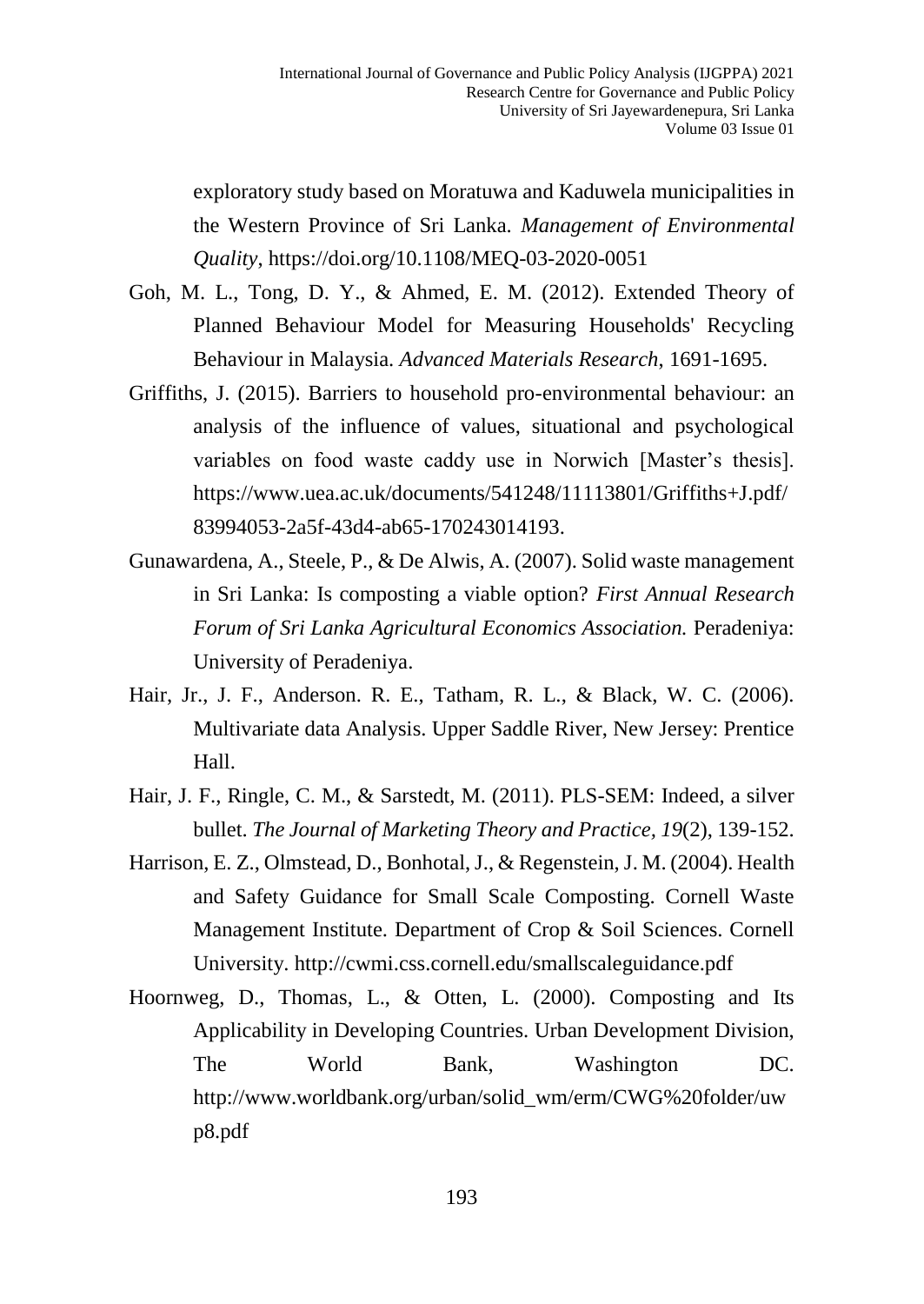exploratory study based on Moratuwa and Kaduwela municipalities in the Western Province of Sri Lanka. *Management of Environmental Quality*, https://doi.org/10.1108/MEQ-03-2020-0051

Goh, M. L., Tong, D. Y., & Ahmed, E. M. (2012). Extended Theory of Planned Behaviour Model for Measuring Households' Recycling Behaviour in Malaysia. *Advanced Materials Research,* 1691-1695.

Griffiths, J. (2015). Barriers to household pro-environmental behaviour: an analysis of the influence of values, situational and psychological variables on food waste caddy use in Norwich [Master's thesis]. https://www.uea.ac.uk/documents/541248/11113801/Griffiths+J.pdf/83994053-2a5f-43d4-ab65-170243014193.

Gunawardena, A., Steele, P., & De Alwis, A. (2007). Solid waste management in Sri Lanka: Is composting a viable option? *First Annual Research Forum of Sri Lanka Agricultural Economics Association.* Peradeniya: University of Peradeniya.

Hair, Jr., J. F., Anderson. R. E., Tatham, R. L., & Black, W. C. (2006). Multivariate data Analysis. Upper Saddle River, New Jersey: Prentice Hall.

Hair, J. F., Ringle, C. M., & Sarstedt, M. (2011). PLS-SEM: Indeed, a silver bullet. *The Journal of Marketing Theory and Practice, 19*(2), 139-152.

Harrison, E. Z., Olmstead, D., Bonhotal, J., & Regenstein, J. M. (2004). Health and Safety Guidance for Small Scale Composting. Cornell Waste Management Institute. Department of Crop & Soil Sciences. Cornell University. http://cwmi.css.cornell.edu/smallscaleguidance.pdf

Hoornweg, D., Thomas, L., & Otten, L. (2000). Composting and Its Applicability in Developing Countries. Urban Development Division, The World Bank, Washington DC. http://www.worldbank.org/urban/solid_wm/erm/CWG%20folder/uwp8.pdf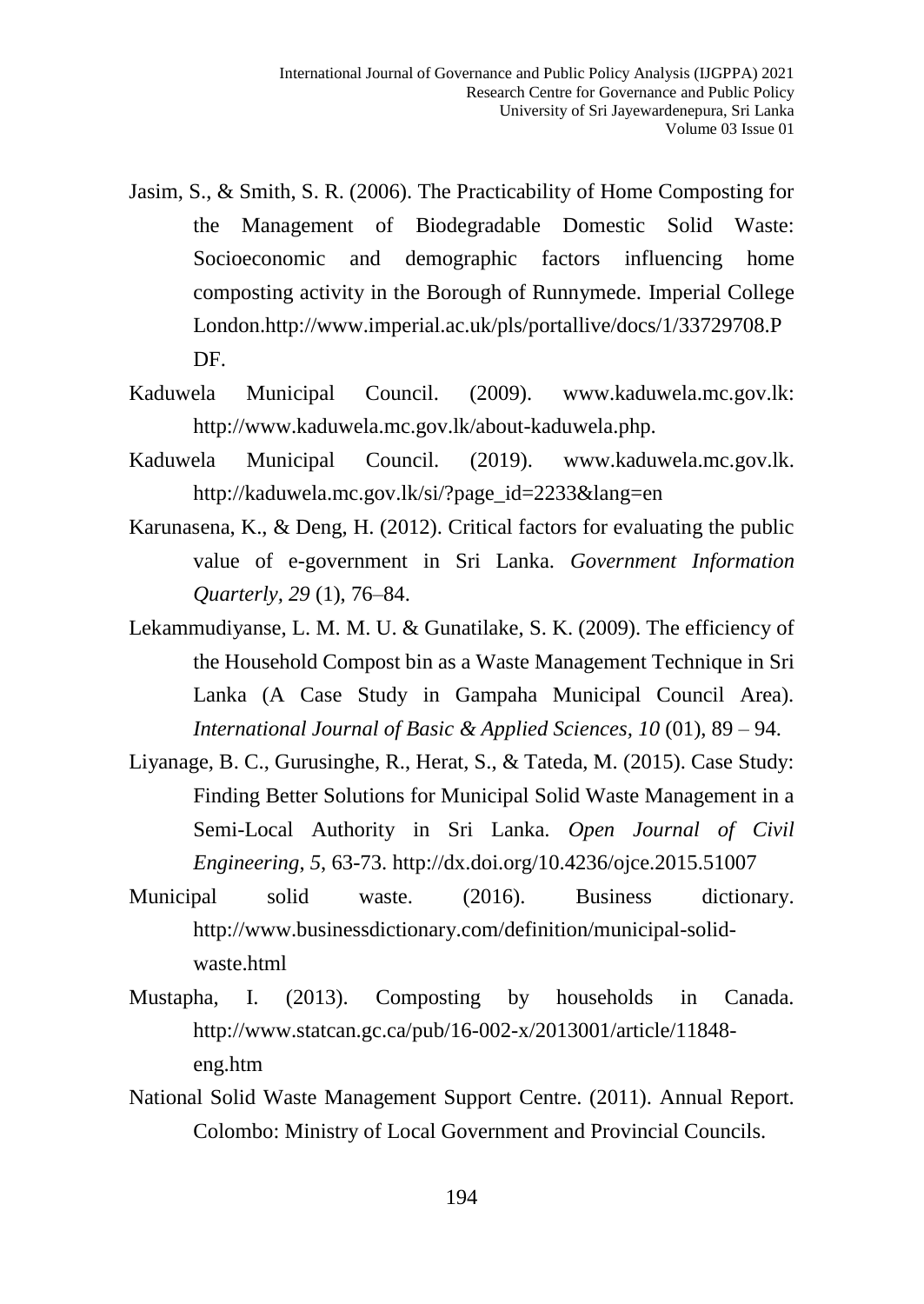Jasim, S., & Smith, S. R. (2006). The Practicability of Home Composting for the Management of Biodegradable Domestic Solid Waste: Socioeconomic and demographic factors influencing home composting activity in the Borough of Runnymede. Imperial College London.http://www.imperial.ac.uk/pls/portallive/docs/1/33729708.PDF.

Kaduwela Municipal Council. (2009). www.kaduwela.mc.gov.lk: http://www.kaduwela.mc.gov.lk/about-kaduwela.php.

Kaduwela Municipal Council. (2019). www.kaduwela.mc.gov.lk. http://kaduwela.mc.gov.lk/si/?page_id=2233&lang=en

Karunasena, K., & Deng, H. (2012). Critical factors for evaluating the public value of e-government in Sri Lanka. *Government Information Quarterly*, *29* (1), 76–84.

Lekammudiyanse, L. M. M. U. & Gunatilake, S. K. (2009). The efficiency of the Household Compost bin as a Waste Management Technique in Sri Lanka (A Case Study in Gampaha Municipal Council Area). *International Journal of Basic & Applied Sciences*, *10* (01), 89 – 94.

Liyanage, B. C., Gurusinghe, R., Herat, S., & Tateda, M. (2015). Case Study: Finding Better Solutions for Municipal Solid Waste Management in a Semi-Local Authority in Sri Lanka. *Open Journal of Civil Engineering*, *5*, 63-73. http://dx.doi.org/10.4236/ojce.2015.51007

Municipal solid waste. (2016). Business dictionary. http://www.businessdictionary.com/definition/municipal-solid-waste.html

Mustapha, I. (2013). Composting by households in Canada. http://www.statcan.gc.ca/pub/16-002-x/2013001/article/11848-eng.htm

National Solid Waste Management Support Centre. (2011). Annual Report. Colombo: Ministry of Local Government and Provincial Councils.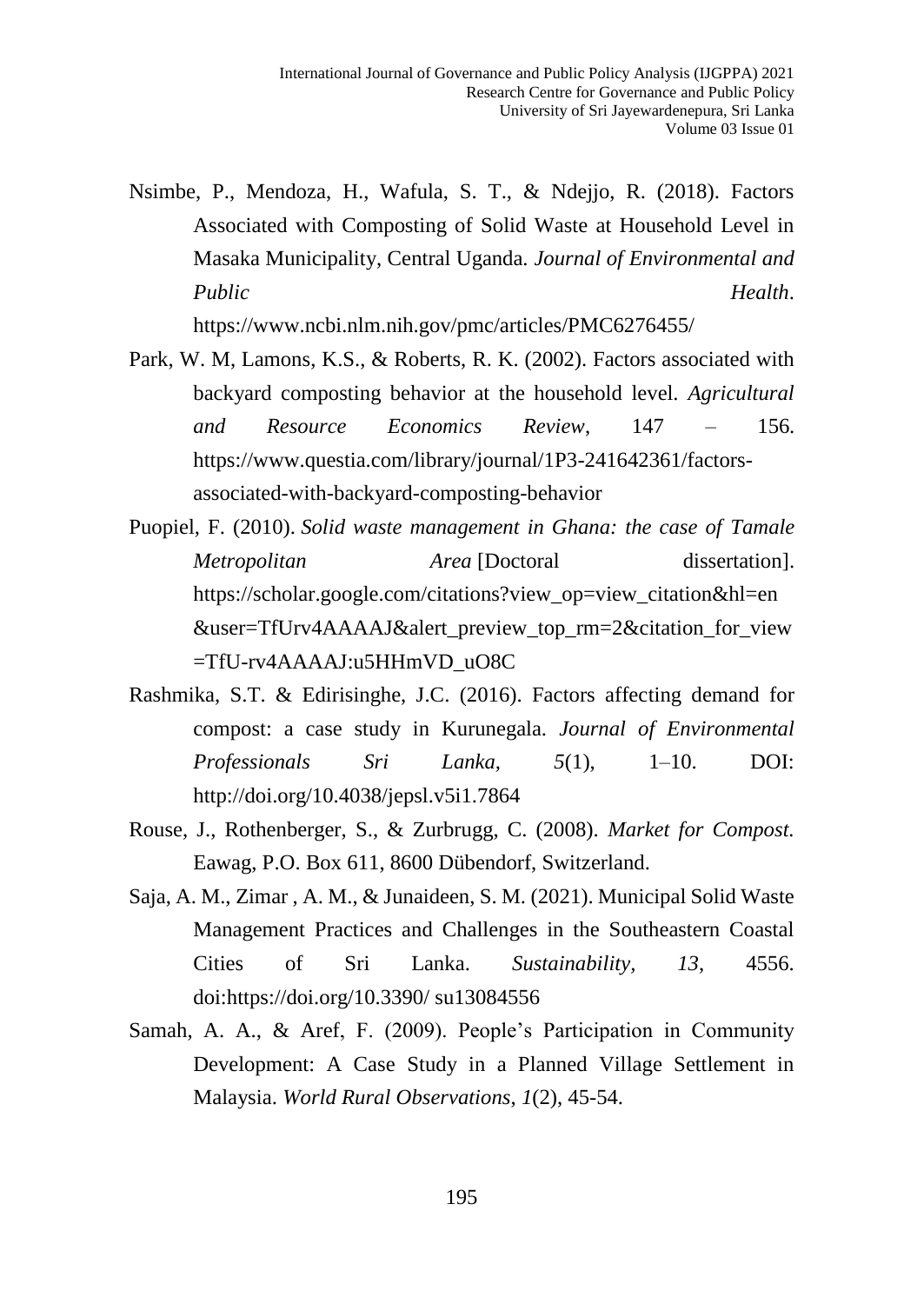Nsimbe, P., Mendoza, H., Wafula, S. T., & Ndejjo, R. (2018). Factors Associated with Composting of Solid Waste at Household Level in Masaka Municipality, Central Uganda. *Journal of Environmental and Public Health*. https://www.ncbi.nlm.nih.gov/pmc/articles/PMC6276455/

Park, W. M, Lamons, K.S., & Roberts, R. K. (2002). Factors associated with backyard composting behavior at the household level. *Agricultural and Resource Economics Review*, 147 – 156. https://www.questia.com/library/journal/1P3-241642361/factors-associated-with-backyard-composting-behavior

Puopiel, F. (2010). *Solid waste management in Ghana: the case of Tamale Metropolitan Area* [Doctoral dissertation]. https://scholar.google.com/citations?view_op=view_citation&hl=en&user=TfUrv4AAAAJ&alert_preview_top_rm=2&citation_for_view=TfU-rv4AAAAJ:u5HHmVD_uO8C

Rashmika, S.T. & Edirisinghe, J.C. (2016). Factors affecting demand for compost: a case study in Kurunegala. *Journal of Environmental Professionals Sri Lanka, 5*(1), 1–10. DOI: http://doi.org/10.4038/jepsl.v5i1.7864

Rouse, J., Rothenberger, S., & Zurbrugg, C. (2008). *Market for Compost.* Eawag, P.O. Box 611, 8600 Dübendorf, Switzerland.

Saja, A. M., Zimar , A. M., & Junaideen, S. M. (2021). Municipal Solid Waste Management Practices and Challenges in the Southeastern Coastal Cities of Sri Lanka. *Sustainability, 13*, 4556. doi:https://doi.org/10.3390/ su13084556

Samah, A. A., & Aref, F. (2009). People's Participation in Community Development: A Case Study in a Planned Village Settlement in Malaysia. *World Rural Observations*, *1*(2), 45-54.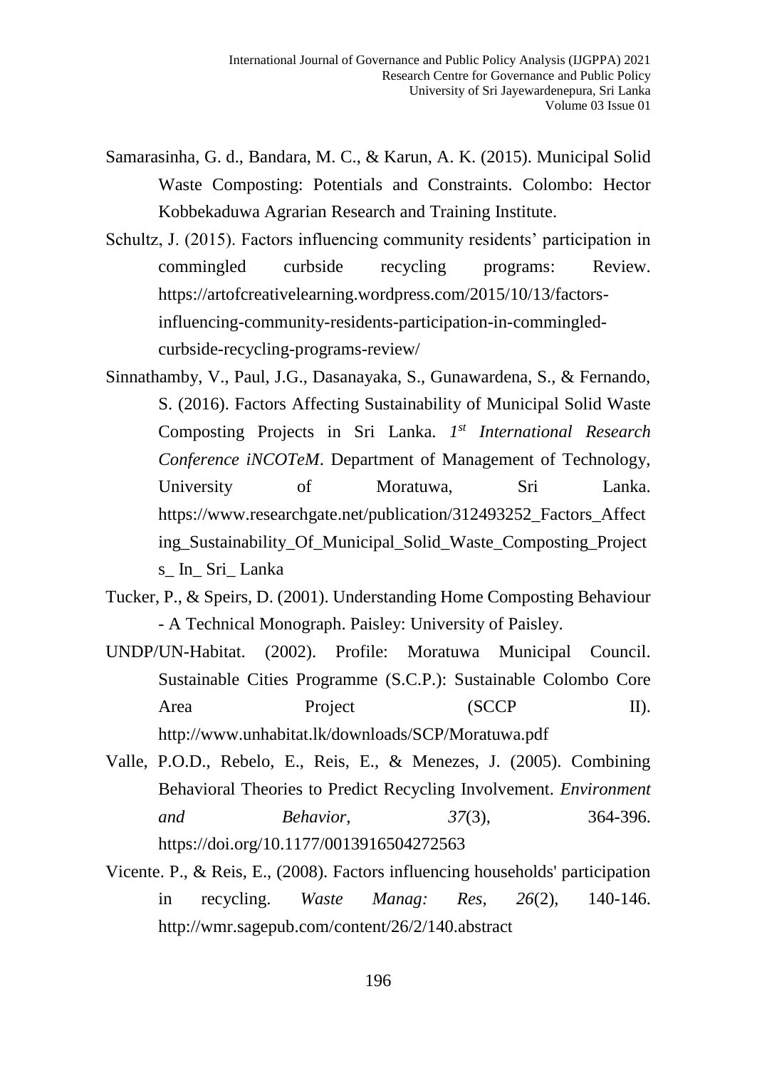Samarasinha, G. d., Bandara, M. C., & Karun, A. K. (2015). Municipal Solid Waste Composting: Potentials and Constraints. Colombo: Hector Kobbekaduwa Agrarian Research and Training Institute.

Schultz, J. (2015). Factors influencing community residents' participation in commingled curbside recycling programs: Review. https://artofcreativelearning.wordpress.com/2015/10/13/factors-influencing-community-residents-participation-in-commingled-curbside-recycling-programs-review/

Sinnathamby, V., Paul, J.G., Dasanayaka, S., Gunawardena, S., & Fernando, S. (2016). Factors Affecting Sustainability of Municipal Solid Waste Composting Projects in Sri Lanka. *1st International Research Conference iNCOTeM*. Department of Management of Technology, University of Moratuwa, Sri Lanka. https://www.researchgate.net/publication/312493252_Factors_Affecting_Sustainability_Of_Municipal_Solid_Waste_Composting_Projects_ In_ Sri_ Lanka

Tucker, P., & Speirs, D. (2001). Understanding Home Composting Behaviour - A Technical Monograph. Paisley: University of Paisley.

UNDP/UN-Habitat. (2002). Profile: Moratuwa Municipal Council. Sustainable Cities Programme (S.C.P.): Sustainable Colombo Core Area Project (SCCP II). http://www.unhabitat.lk/downloads/SCP/Moratuwa.pdf

Valle, P.O.D., Rebelo, E., Reis, E., & Menezes, J. (2005). Combining Behavioral Theories to Predict Recycling Involvement. *Environment and Behavior*, *37*(3), 364-396. https://doi.org/10.1177/0013916504272563

Vicente. P., & Reis, E., (2008). Factors influencing households' participation in recycling. *Waste Manag: Res*, *26*(2), 140-146. http://wmr.sagepub.com/content/26/2/140.abstract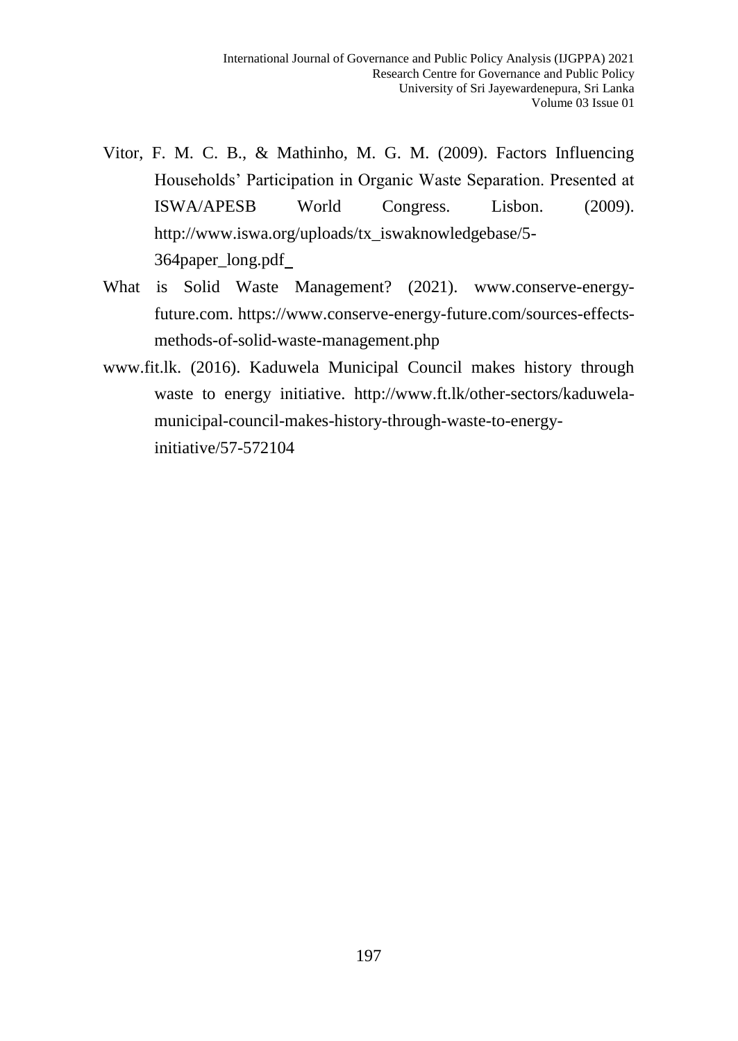Vitor, F. M. C. B., & Mathinho, M. G. M. (2009). Factors Influencing Households' Participation in Organic Waste Separation. Presented at ISWA/APESB World Congress. Lisbon. (2009). http://www.iswa.org/uploads/tx_iswaknowledgebase/5-364paper_long.pdf

What is Solid Waste Management? (2021). www.conserve-energy-future.com. https://www.conserve-energy-future.com/sources-effects-methods-of-solid-waste-management.php

www.fit.lk. (2016). Kaduwela Municipal Council makes history through waste to energy initiative. http://www.ft.lk/other-sectors/kaduwela-municipal-council-makes-history-through-waste-to-energy-initiative/57-572104